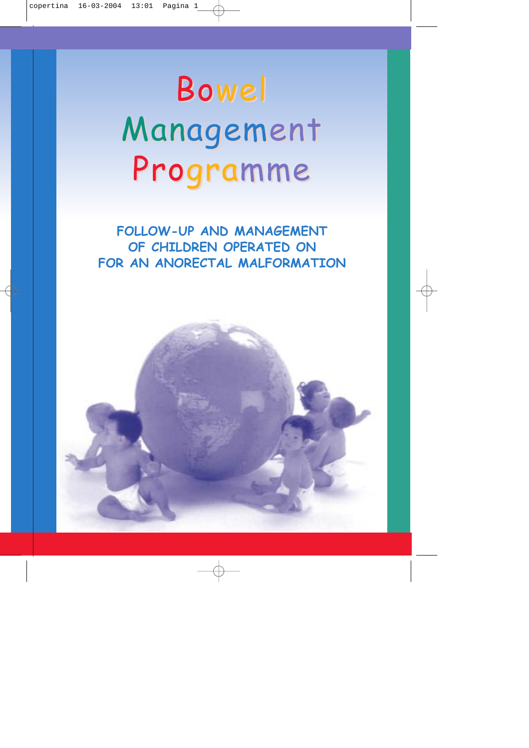# Bowel Management Programme

**FOLLOW-UP AND MANAGEMENT OF CHILDREN OPERATED ON FOR AN ANORECTAL MALFORMATION**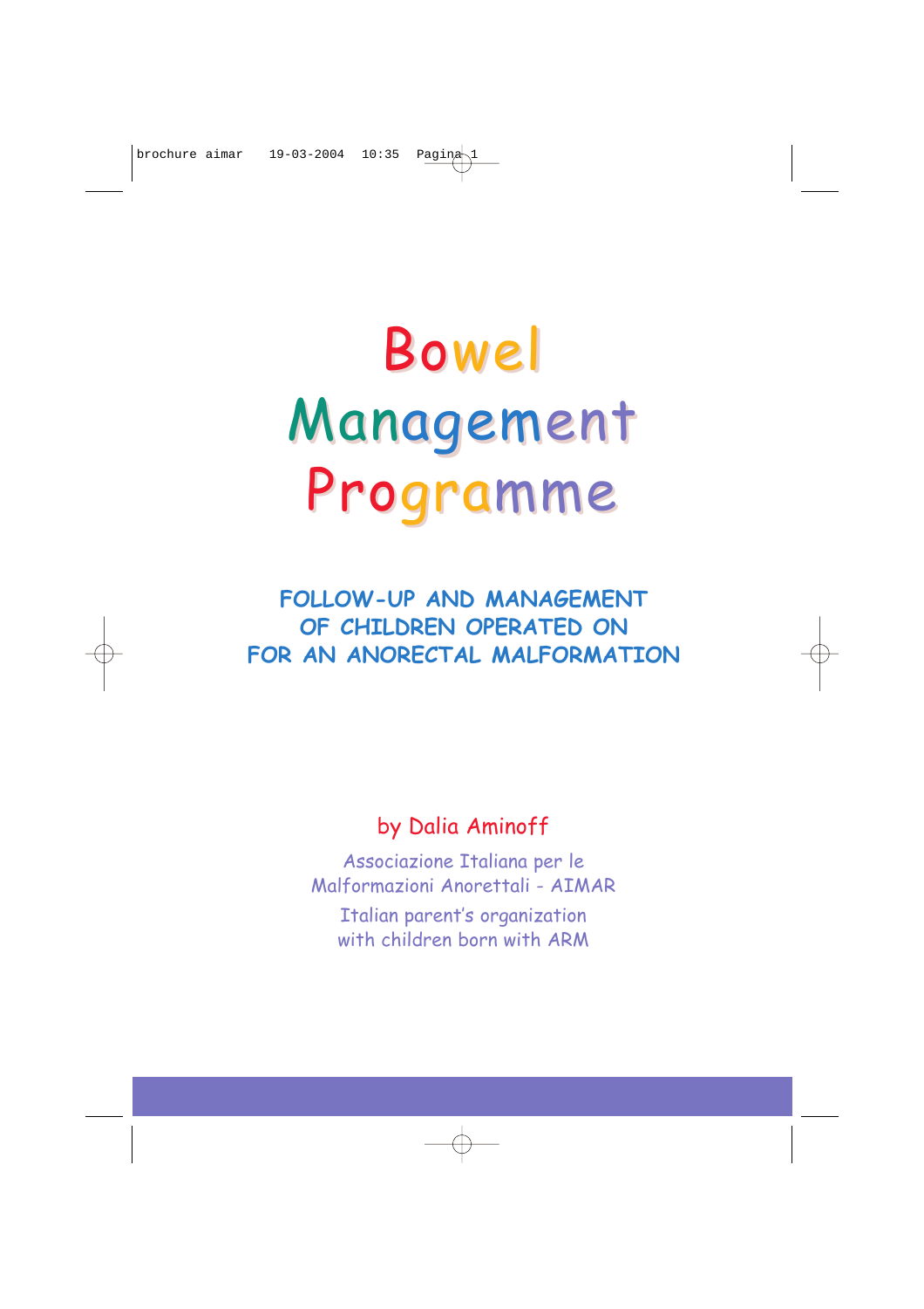# Bowel Management Programme

## FOLLOW-UP AND MANAGEMENT OF CHILDREN OPERATED ON FOR AN ANORECTAL MALFORMATION

by Dalia Aminoff

Associazione Italiana per le Malformazioni Anorettali - AIMAR

Italian parent's organization with children born with ARM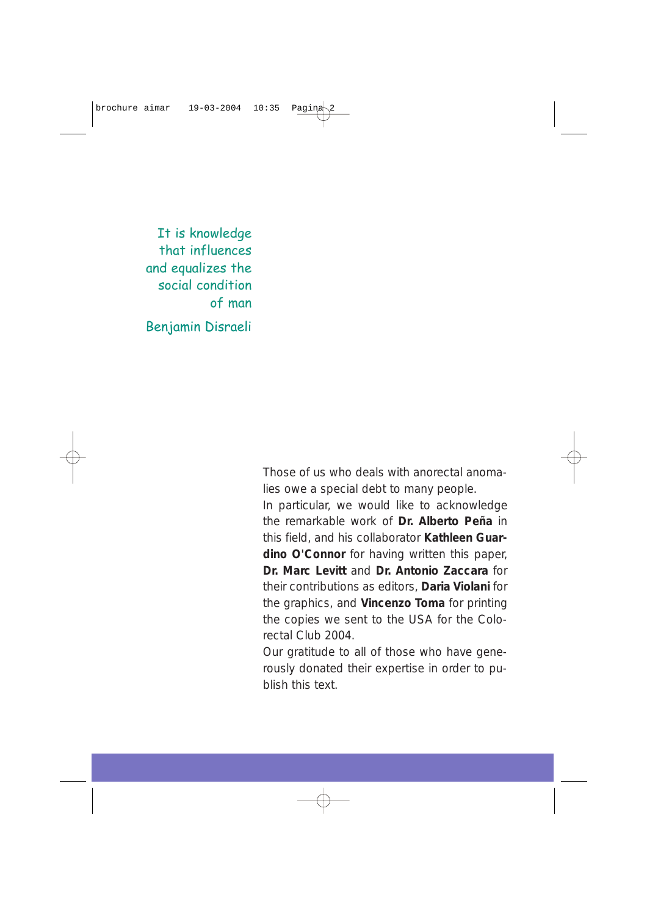*It is knowledge that influences and equalizes the social condition of man*

*Benjamin Disraeli*

Those of us who deals with anorectal anomalies owe a special debt to many people.
In particular, we would like to acknowledge the remarkable work of **Dr. Alberto Peña** in this field, and his collaborator **Kathleen Guardino O'Connor** for having written this paper, **Dr. Marc Levitt** and **Dr. Antonio Zaccara** for their contributions as editors, **Daria Violani** for the graphics, and **Vincenzo Toma** for printing the copies we sent to the USA for the Colorectal Club 2004.
Our gratitude to all of those who have generously donated their expertise in order to publish this text.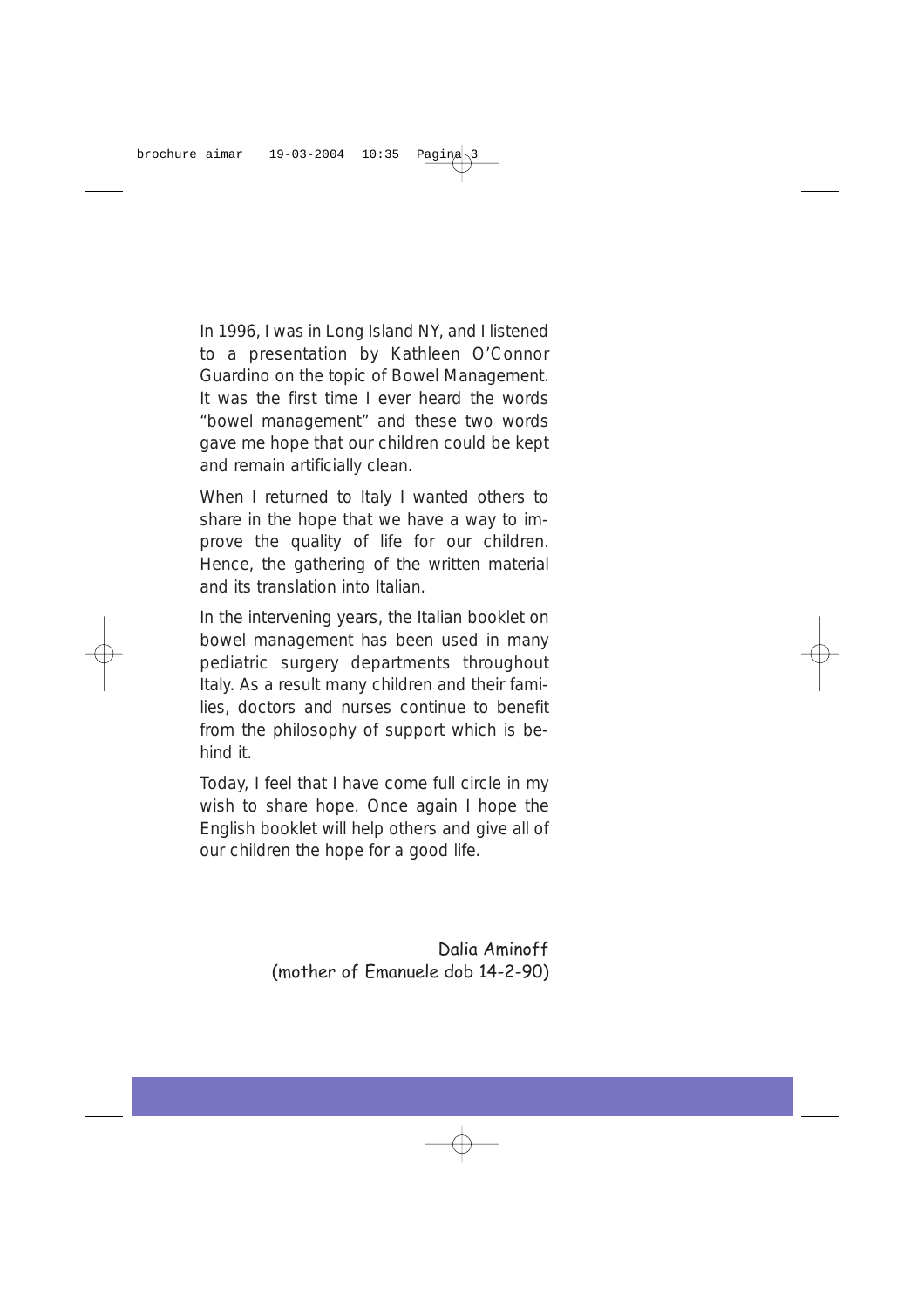In 1996, I was in Long Island NY, and I listened to a presentation by Kathleen O'Connor Guardino on the topic of Bowel Management. It was the first time I ever heard the words "bowel management" and these two words gave me hope that our children could be kept and remain artificially clean.

When I returned to Italy I wanted others to share in the hope that we have a way to improve the quality of life for our children. Hence, the gathering of the written material and its translation into Italian.

In the intervening years, the Italian booklet on bowel management has been used in many pediatric surgery departments throughout Italy. As a result many children and their families, doctors and nurses continue to benefit from the philosophy of support which is behind it.

Today, I feel that I have come full circle in my wish to share hope. Once again I hope the English booklet will help others and give all of our children the hope for a good life.

Dalia Aminoff
(mother of Emanuele dob 14-2-90)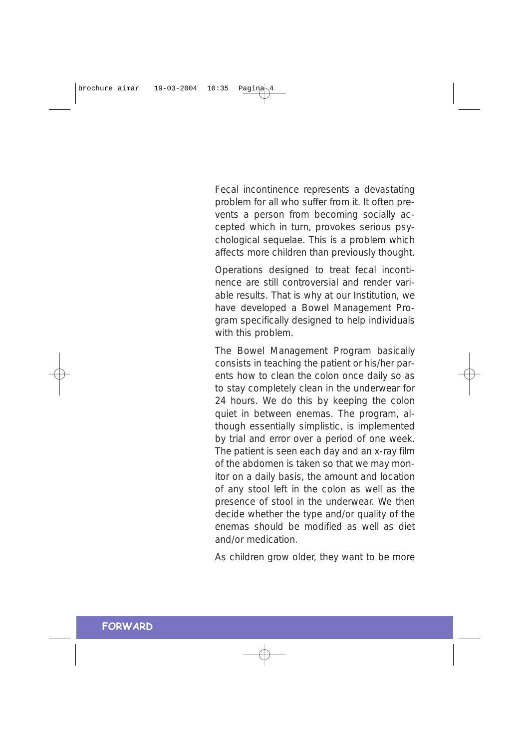Fecal incontinence represents a devastating problem for all who suffer from it. It often prevents a person from becoming socially accepted which in turn, provokes serious psychological sequelae. This is a problem which affects more children than previously thought.

Operations designed to treat fecal incontinence are still controversial and render variable results. That is why at our Institution, we have developed a Bowel Management Program specifically designed to help individuals with this problem.

The Bowel Management Program basically consists in teaching the patient or his/her parents how to clean the colon once daily so as to stay completely clean in the underwear for 24 hours. We do this by keeping the colon quiet in between enemas. The program, although essentially simplistic, is implemented by trial and error over a period of one week. The patient is seen each day and an x-ray film of the abdomen is taken so that we may monitor on a daily basis, the amount and location of any stool left in the colon as well as the presence of stool in the underwear. We then decide whether the type and/or quality of the enemas should be modified as well as diet and/or medication.

As children grow older, they want to be more

## FORWARD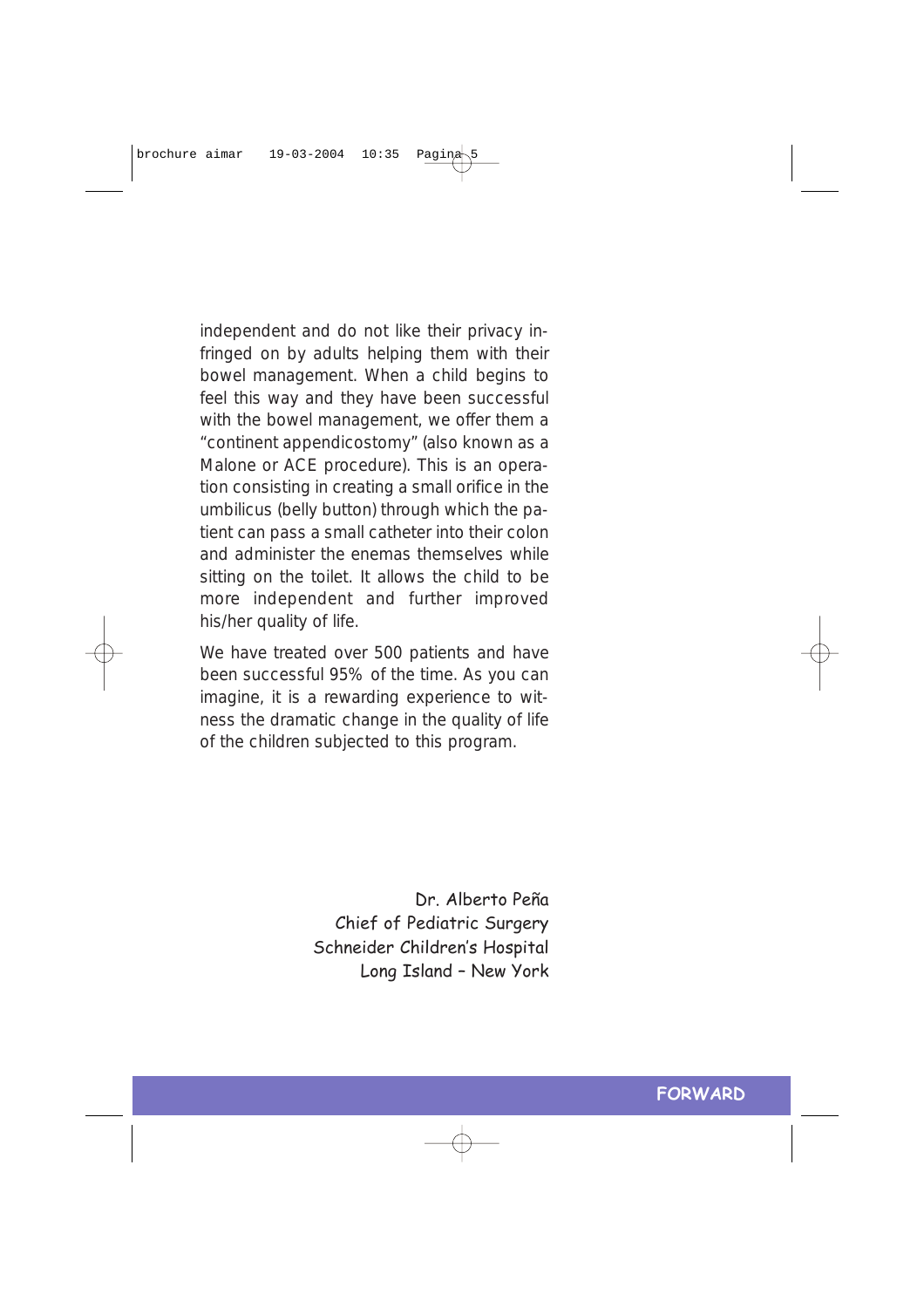independent and do not like their privacy infringed on by adults helping them with their bowel management. When a child begins to feel this way and they have been successful with the bowel management, we offer them a "continent appendicostomy" (also known as a Malone or ACE procedure). This is an operation consisting in creating a small orifice in the umbilicus (belly button) through which the patient can pass a small catheter into their colon and administer the enemas themselves while sitting on the toilet. It allows the child to be more independent and further improved his/her quality of life.

We have treated over 500 patients and have been successful 95% of the time. As you can imagine, it is a rewarding experience to witness the dramatic change in the quality of life of the children subjected to this program.

Dr. Alberto Peña
Chief of Pediatric Surgery
Schneider Children's Hospital
Long Island – New York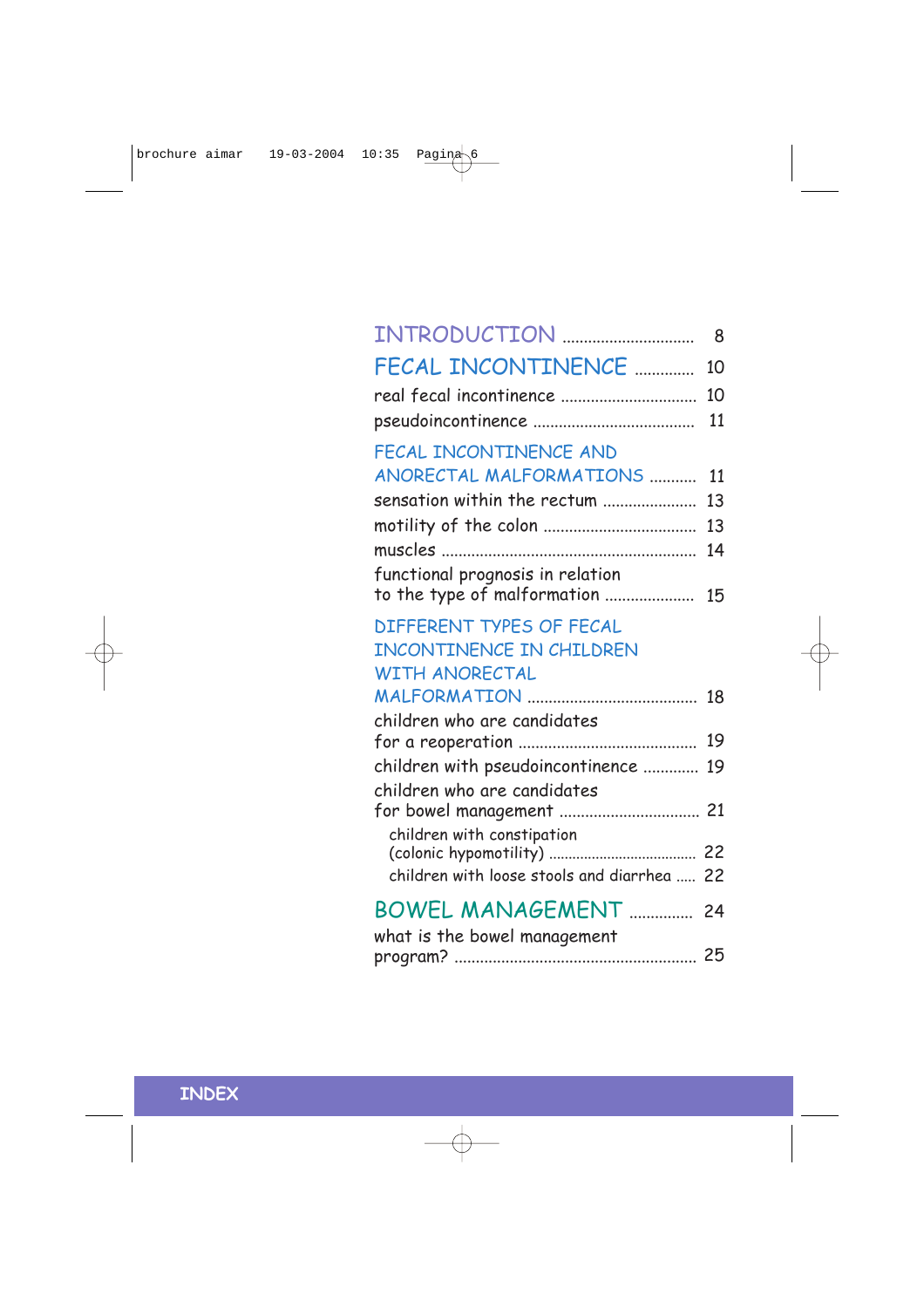# INDEX

| | |
|---|---|
| **INTRODUCTION** | 8 |
| **FECAL INCONTINENCE** | 10 |
| real fecal incontinence | 10 |
| pseudoincontinence | 11 |
| **FECAL INCONTINENCE AND ANORECTAL MALFORMATIONS** | 11 |
| sensation within the rectum | 13 |
| motility of the colon | 13 |
| muscles | 14 |
| functional prognosis in relation to the type of malformation | 15 |
| **DIFFERENT TYPES OF FECAL INCONTINENCE IN CHILDREN WITH ANORECTAL MALFORMATION** | 18 |
| children who are candidates for a reoperation | 19 |
| children with pseudoincontinence | 19 |
| children who are candidates for bowel management | 21 |
| children with constipation (colonic hypomotility) | 22 |
| children with loose stools and diarrhea | 22 |
| **BOWEL MANAGEMENT** | 24 |
| what is the bowel management program? | 25 |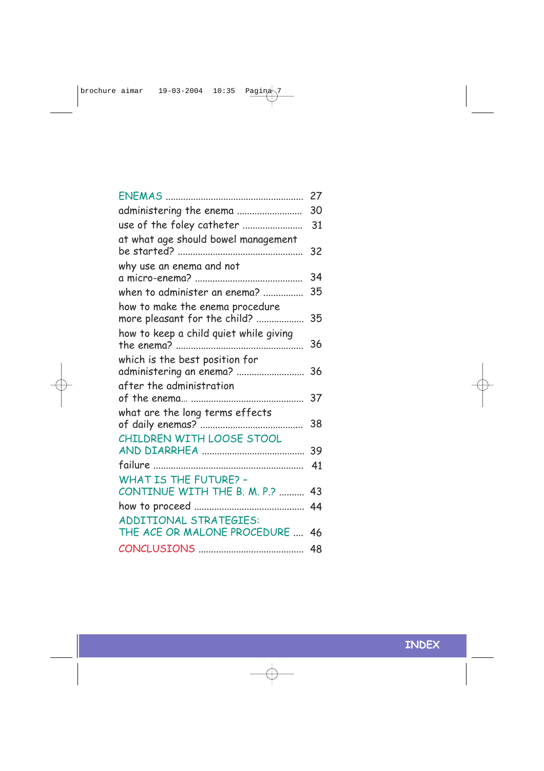| | |
|---|---|
| ENEMAS | 27 |
| administering the enema | 30 |
| use of the foley catheter | 31 |
| at what age should bowel management be started? | 32 |
| why use an enema and not a micro-enema? | 34 |
| when to administer an enema? | 35 |
| how to make the enema procedure more pleasant for the child? | 35 |
| how to keep a child quiet while giving the enema? | 36 |
| which is the best position for administering an enema? | 36 |
| after the administration of the enema… | 37 |
| what are the long terms effects of daily enemas? | 38 |
| CHILDREN WITH LOOSE STOOL AND DIARRHEA | 39 |
| failure | 41 |
| WHAT IS THE FUTURE? – CONTINUE WITH THE B. M. P.? | 43 |
| how to proceed | 44 |
| ADDITIONAL STRATEGIES: THE ACE OR MALONE PROCEDURE | 46 |
| CONCLUSIONS | 48 |

INDEX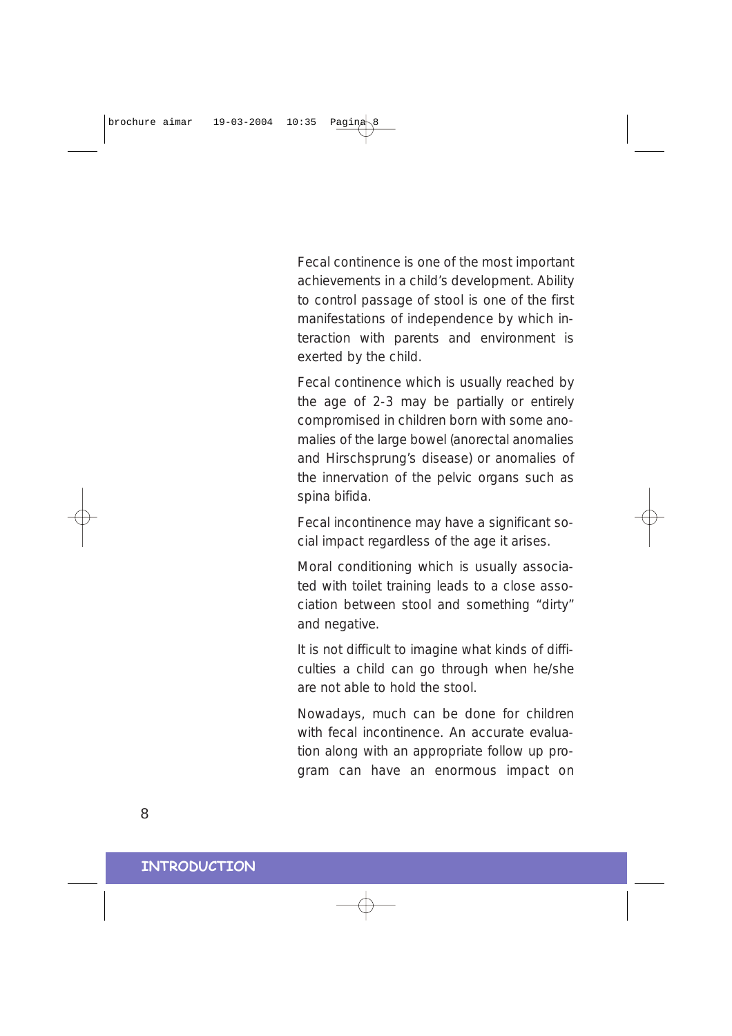Fecal continence is one of the most important achievements in a child's development. Ability to control passage of stool is one of the first manifestations of independence by which interaction with parents and environment is exerted by the child.

Fecal continence which is usually reached by the age of 2-3 may be partially or entirely compromised in children born with some anomalies of the large bowel (anorectal anomalies and Hirschsprung's disease) or anomalies of the innervation of the pelvic organs such as spina bifida.

Fecal incontinence may have a significant social impact regardless of the age it arises.

Moral conditioning which is usually associated with toilet training leads to a close association between stool and something "dirty" and negative.

It is not difficult to imagine what kinds of difficulties a child can go through when he/she are not able to hold the stool.

Nowadays, much can be done for children with fecal incontinence. An accurate evaluation along with an appropriate follow up program can have an enormous impact on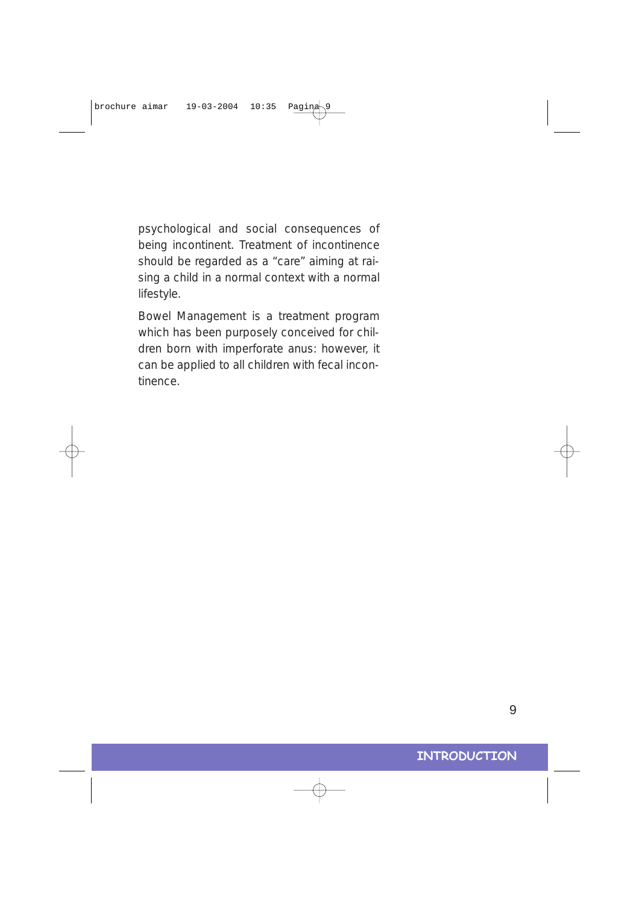psychological and social consequences of being incontinent. Treatment of incontinence should be regarded as a “care” aiming at raising a child in a normal context with a normal lifestyle.

Bowel Management is a treatment program which has been purposely conceived for children born with imperforate anus: however, it can be applied to all children with fecal incontinence.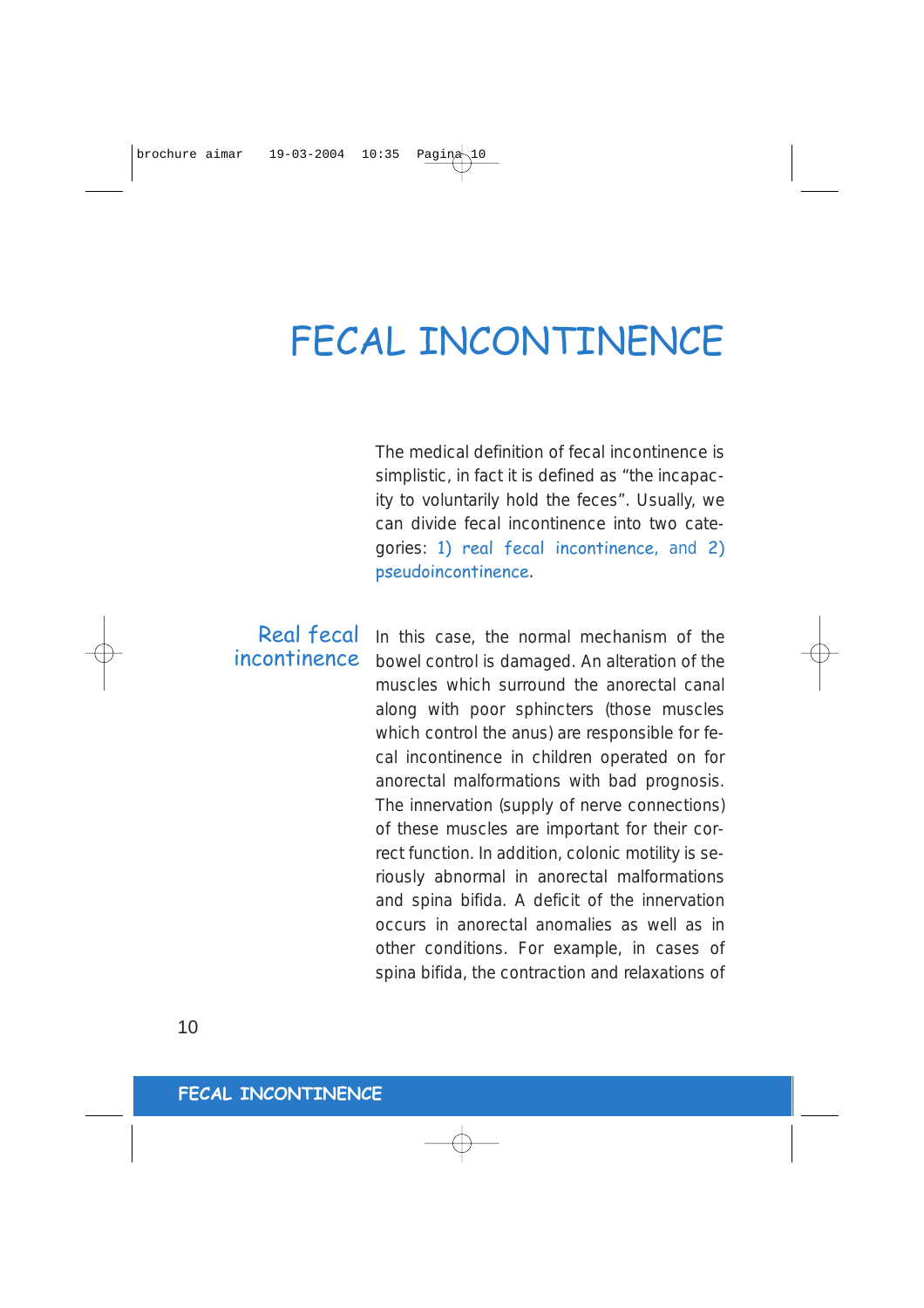# FECAL INCONTINENCE

The medical definition of fecal incontinence is simplistic, in fact it is defined as “the incapacity to voluntarily hold the feces”. Usually, we can divide fecal incontinence into two categories: 1) real fecal incontinence, and 2) pseudoincontinence.

## Real fecal incontinence

In this case, the normal mechanism of the bowel control is damaged. An alteration of the muscles which surround the anorectal canal along with poor sphincters (those muscles which control the anus) are responsible for fecal incontinence in children operated on for anorectal malformations with bad prognosis. The innervation (supply of nerve connections) of these muscles are important for their correct function. In addition, colonic motility is seriously abnormal in anorectal malformations and spina bifida. A deficit of the innervation occurs in anorectal anomalies as well as in other conditions. For example, in cases of spina bifida, the contraction and relaxations of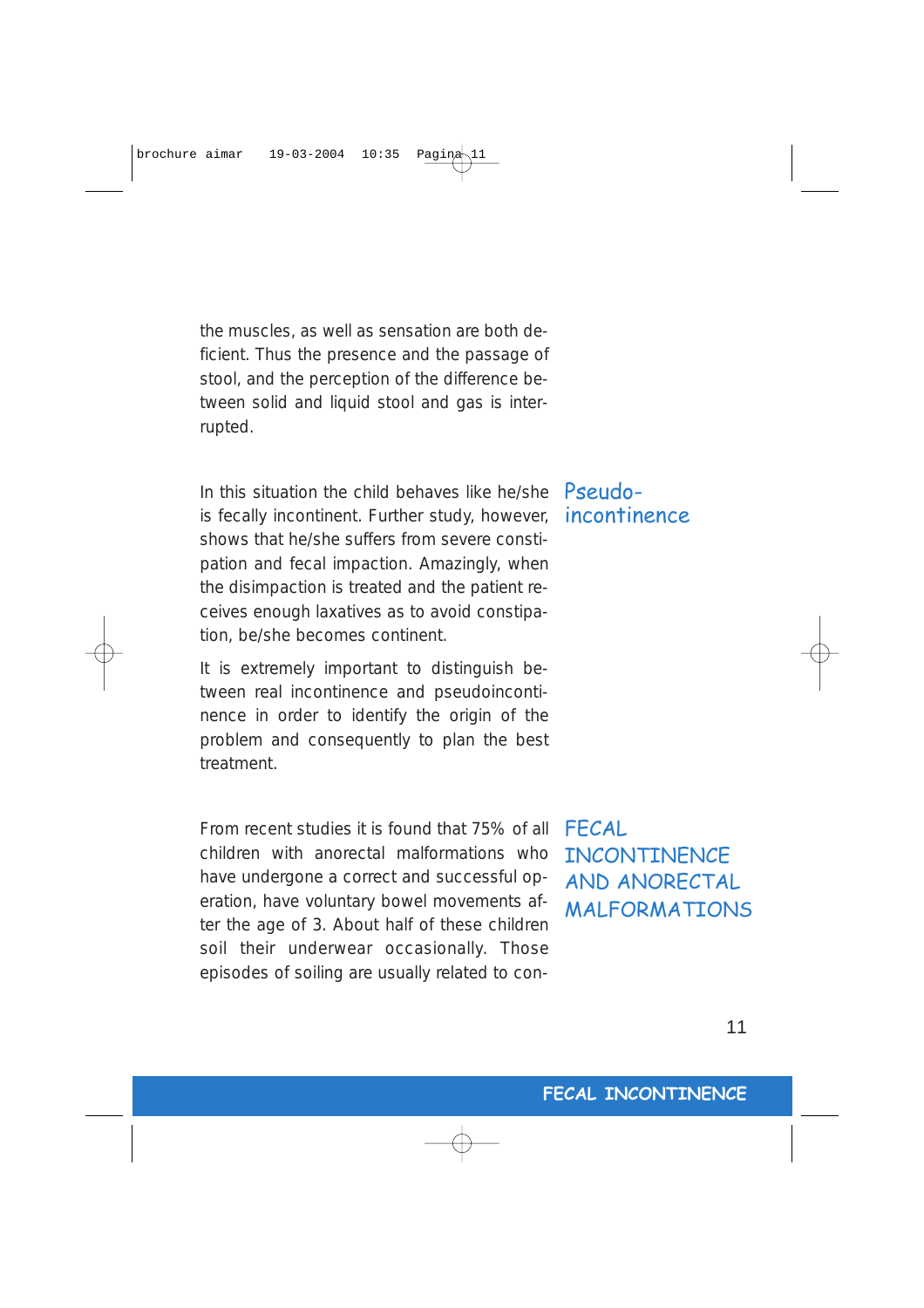the muscles, as well as sensation are both deficient. Thus the presence and the passage of stool, and the perception of the difference between solid and liquid stool and gas is interrupted.

## Pseudo-incontinence

In this situation the child behaves like he/she is fecally incontinent. Further study, however, shows that he/she suffers from severe constipation and fecal impaction. Amazingly, when the disimpaction is treated and the patient receives enough laxatives as to avoid constipation, be/she becomes continent.

It is extremely important to distinguish between real incontinence and pseudoincontinence in order to identify the origin of the problem and consequently to plan the best treatment.

## FECAL INCONTINENCE AND ANORECTAL MALFORMATIONS

From recent studies it is found that 75% of all children with anorectal malformations who have undergone a correct and successful operation, have voluntary bowel movements after the age of 3. About half of these children soil their underwear occasionally. Those episodes of soiling are usually related to con-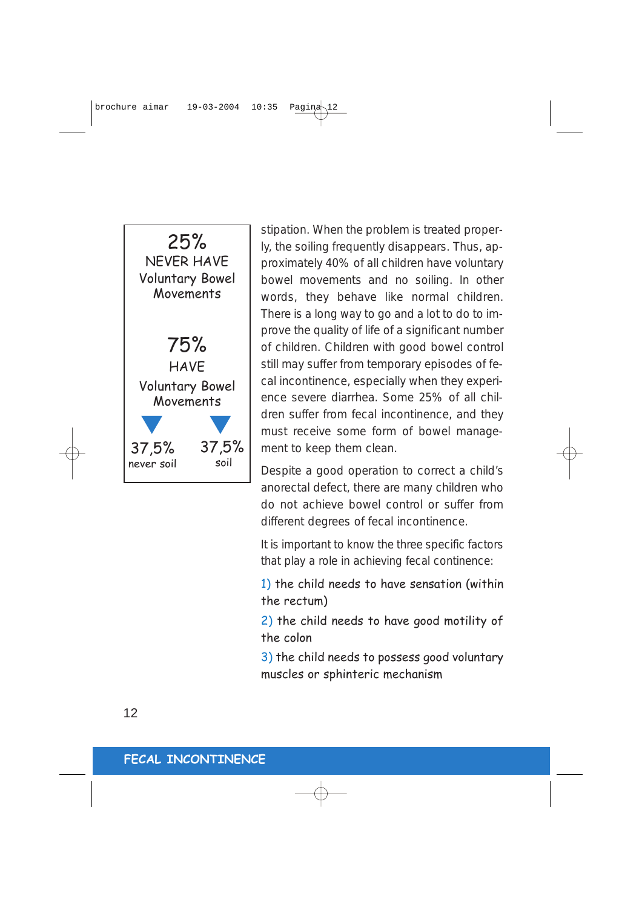25%
NEVER HAVE
Voluntary Bowel
Movements

75%
HAVE
Voluntary Bowel
Movements

| 37,5% never soil | 37,5% soil |
|---|---|

stipation. When the problem is treated properly, the soiling frequently disappears. Thus, approximately 40% of all children have voluntary bowel movements and no soiling. In other words, they behave like normal children. There is a long way to go and a lot to do to improve the quality of life of a significant number of children. Children with good bowel control still may suffer from temporary episodes of fecal incontinence, especially when they experience severe diarrhea. Some 25% of all children suffer from fecal incontinence, and they must receive some form of bowel management to keep them clean.

Despite a good operation to correct a child's anorectal defect, there are many children who do not achieve bowel control or suffer from different degrees of fecal incontinence.

It is important to know the three specific factors that play a role in achieving fecal continence:

1) the child needs to have sensation (within the rectum)

2) the child needs to have good motility of the colon

3) the child needs to possess good voluntary muscles or sphinteric mechanism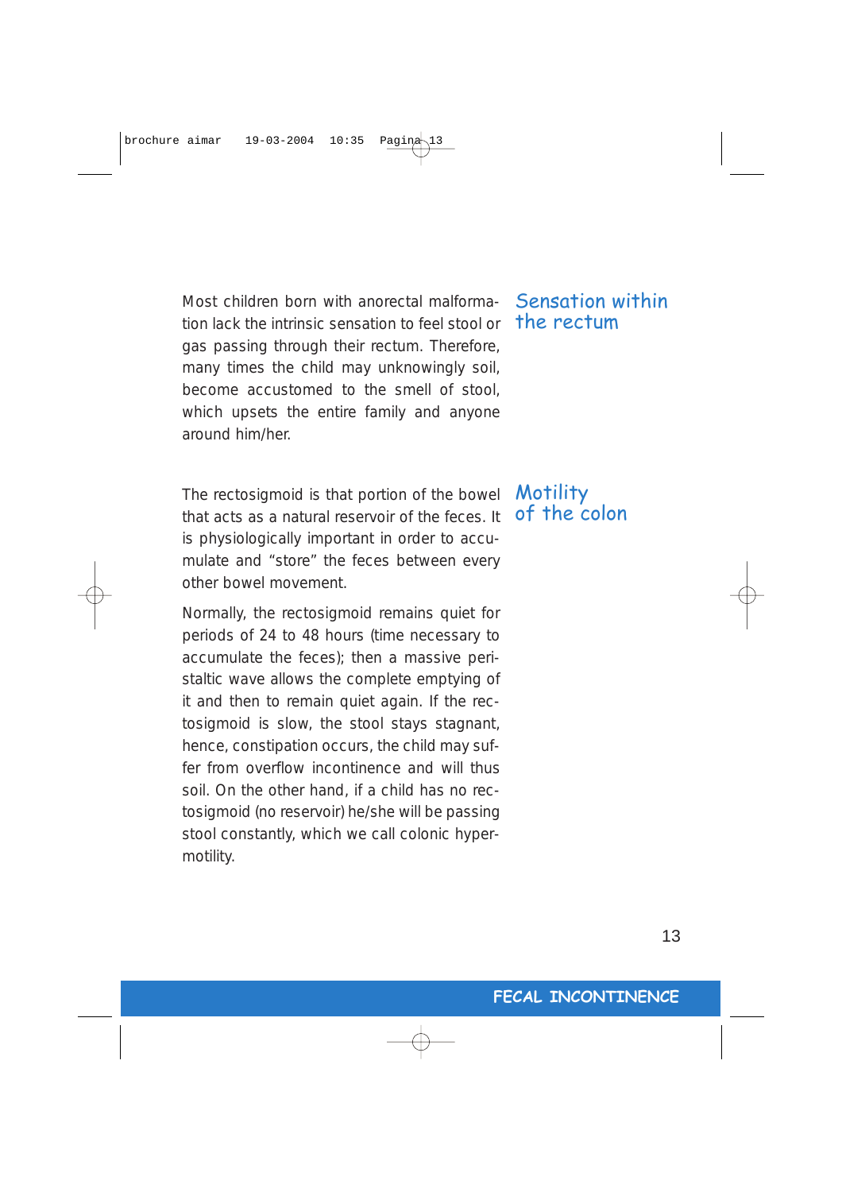## Sensation within the rectum

Most children born with anorectal malformation lack the intrinsic sensation to feel stool or gas passing through their rectum. Therefore, many times the child may unknowingly soil, become accustomed to the smell of stool, which upsets the entire family and anyone around him/her.

## Motility of the colon

The rectosigmoid is that portion of the bowel that acts as a natural reservoir of the feces. It is physiologically important in order to accumulate and "store" the feces between every other bowel movement.

Normally, the rectosigmoid remains quiet for periods of 24 to 48 hours (time necessary to accumulate the feces); then a massive peristaltic wave allows the complete emptying of it and then to remain quiet again. If the rectosigmoid is slow, the stool stays stagnant, hence, constipation occurs, the child may suffer from overflow incontinence and will thus soil. On the other hand, if a child has no rectosigmoid (no reservoir) he/she will be passing stool constantly, which we call colonic hypermotility.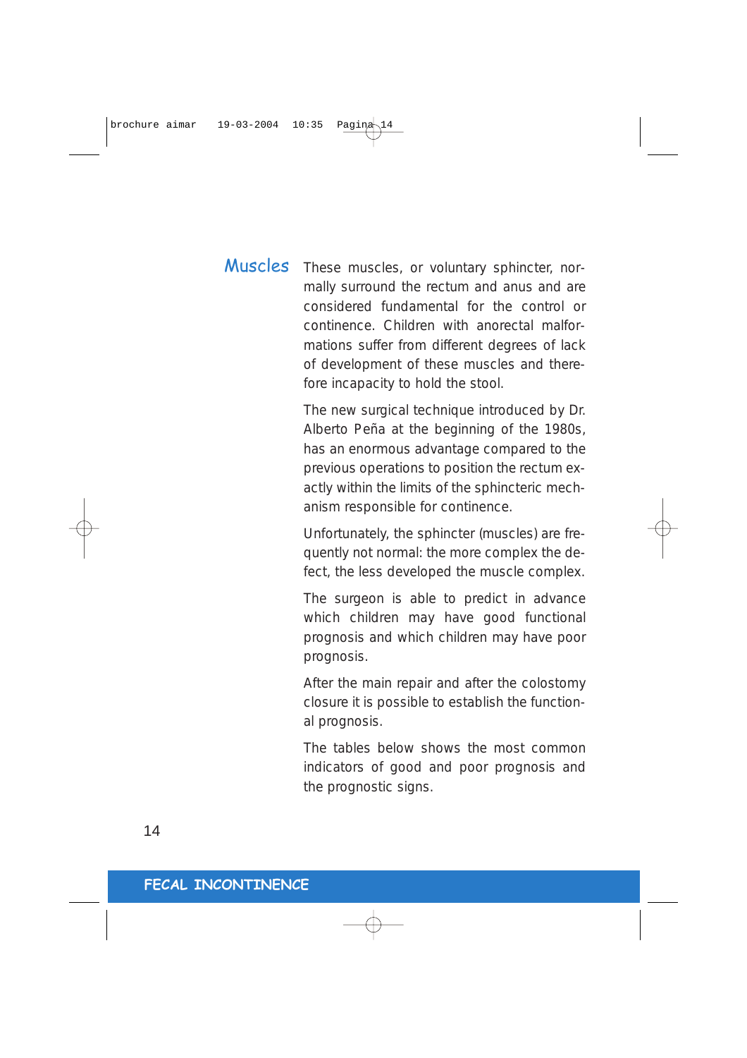## Muscles

These muscles, or voluntary sphincter, normally surround the rectum and anus and are considered fundamental for the control or continence. Children with anorectal malformations suffer from different degrees of lack of development of these muscles and therefore incapacity to hold the stool.

The new surgical technique introduced by Dr. Alberto Peña at the beginning of the 1980s, has an enormous advantage compared to the previous operations to position the rectum exactly within the limits of the sphincteric mechanism responsible for continence.

Unfortunately, the sphincter (muscles) are frequently not normal: the more complex the defect, the less developed the muscle complex.

The surgeon is able to predict in advance which children may have good functional prognosis and which children may have poor prognosis.

After the main repair and after the colostomy closure it is possible to establish the functional prognosis.

The tables below shows the most common indicators of good and poor prognosis and the prognostic signs.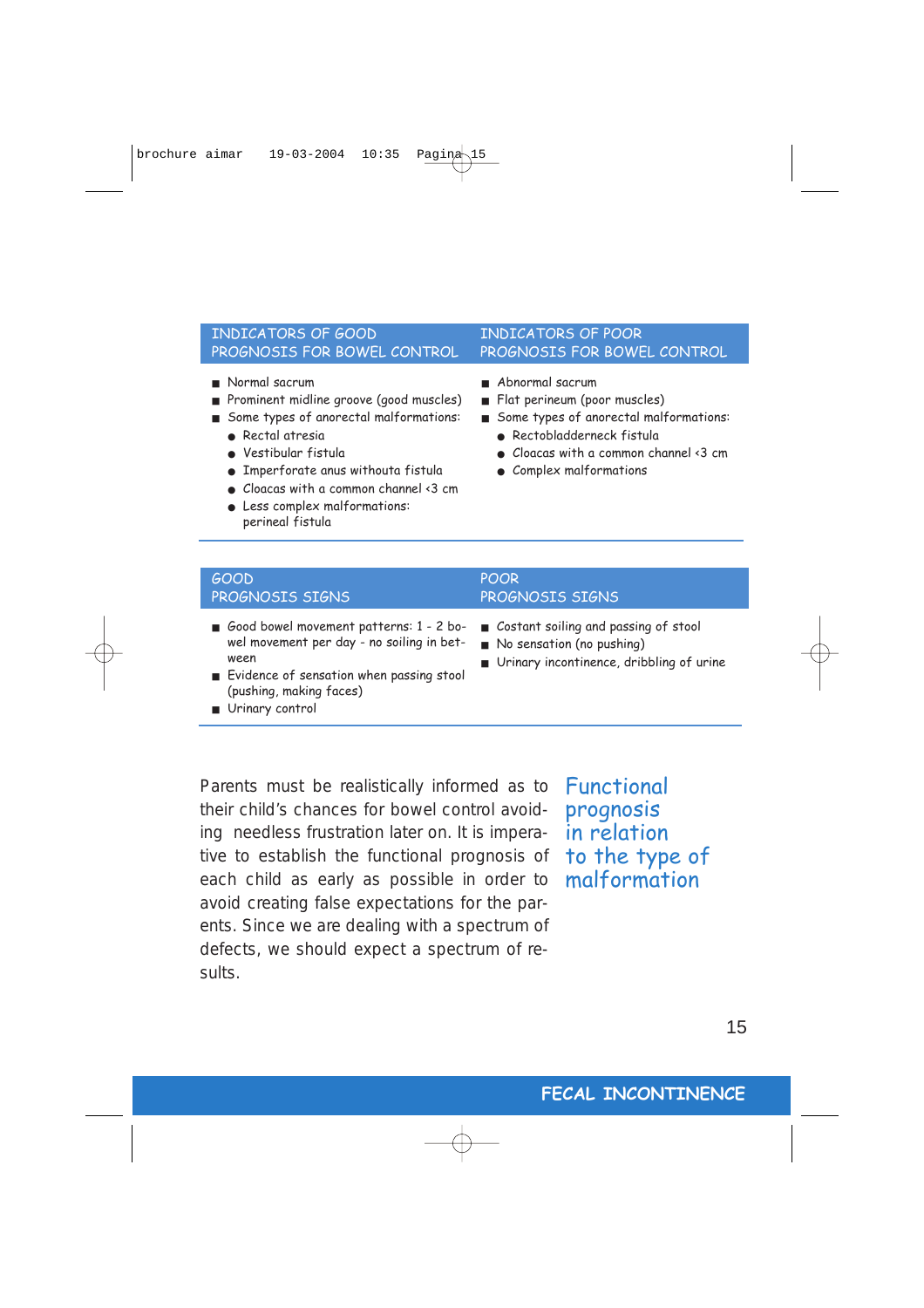| INDICATORS OF GOOD PROGNOSIS FOR BOWEL CONTROL | INDICATORS OF POOR PROGNOSIS FOR BOWEL CONTROL |
|---|---|
| ■ Normal sacrum<br>■ Prominent midline groove (good muscles)<br>■ Some types of anorectal malformations:<br>● Rectal atresia<br>● Vestibular fistula<br>● Imperforate anus withouta fistula<br>● Cloacas with a common channel <3 cm<br>● Less complex malformations: perineal fistula | ■ Abnormal sacrum<br>■ Flat perineum (poor muscles)<br>■ Some types of anorectal malformations:<br>● Rectobladderneck fistula<br>● Cloacas with a common channel <3 cm<br>● Complex malformations |

| GOOD PROGNOSIS SIGNS | POOR PROGNOSIS SIGNS |
|---|---|
| ■ Good bowel movement patterns: 1 - 2 bowel movement per day - no soiling in between<br>■ Evidence of sensation when passing stool (pushing, making faces)<br>■ Urinary control | ■ Costant soiling and passing of stool<br>■ No sensation (no pushing)<br>■ Urinary incontinence, dribbling of urine |

## Functional prognosis in relation to the type of malformation

Parents must be realistically informed as to their child's chances for bowel control avoiding needless frustration later on. It is imperative to establish the functional prognosis of each child as early as possible in order to avoid creating false expectations for the parents. Since we are dealing with a spectrum of defects, we should expect a spectrum of results.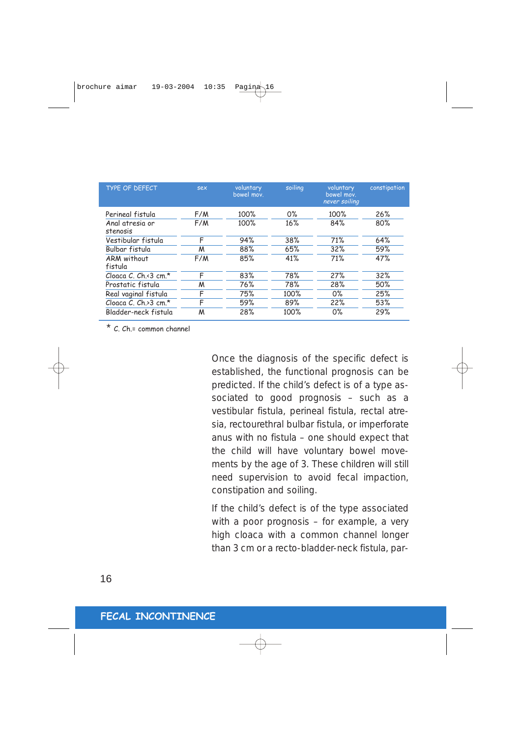| TYPE OF DEFECT | sex | voluntary bowel mov. | soiling | voluntary bowel mov. *never soiling* | constipation |
|---|---|---|---|---|---|
| Perineal fistula | F/M | 100% | 0% | 100% | 26% |
| Anal atresia or stenosis | F/M | 100% | 16% | 84% | 80% |
| Vestibular fistula | F | 94% | 38% | 71% | 64% |
| Bulbar fistula | M | 88% | 65% | 32% | 59% |
| ARM without fistula | F/M | 85% | 41% | 71% | 47% |
| Cloaca C. Ch.<3 cm.* | F | 83% | 78% | 27% | 32% |
| Prostatic fistula | M | 76% | 78% | 28% | 50% |
| Real vaginal fistula | F | 75% | 100% | 0% | 25% |
| Cloaca C. Ch.>3 cm.* | F | 59% | 89% | 22% | 53% |
| Bladder-neck fistula | M | 28% | 100% | 0% | 29% |

\* C. Ch.= common channel

Once the diagnosis of the specific defect is established, the functional prognosis can be predicted. If the child's defect is of a type associated to good prognosis – such as a vestibular fistula, perineal fistula, rectal atresia, rectourethral bulbar fistula, or imperforate anus with no fistula – one should expect that the child will have voluntary bowel movements by the age of 3. These children will still need supervision to avoid fecal impaction, constipation and soiling.

If the child's defect is of the type associated with a poor prognosis – for example, a very high cloaca with a common channel longer than 3 cm or a recto-bladder-neck fistula, par-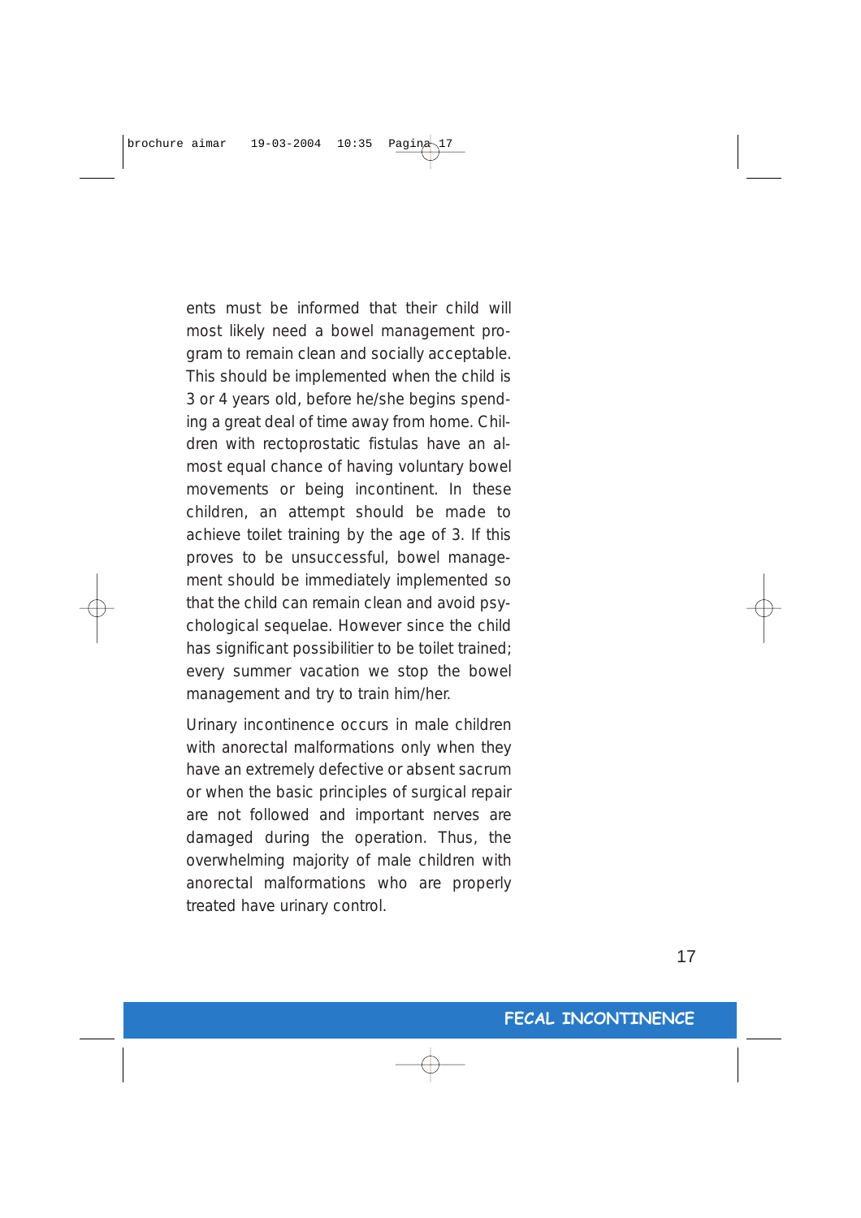ents must be informed that their child will most likely need a bowel management program to remain clean and socially acceptable. This should be implemented when the child is 3 or 4 years old, before he/she begins spending a great deal of time away from home. Children with rectoprostatic fistulas have an almost equal chance of having voluntary bowel movements or being incontinent. In these children, an attempt should be made to achieve toilet training by the age of 3. If this proves to be unsuccessful, bowel management should be immediately implemented so that the child can remain clean and avoid psychological sequelae. However since the child has significant possibilitier to be toilet trained; every summer vacation we stop the bowel management and try to train him/her.

Urinary incontinence occurs in male children with anorectal malformations only when they have an extremely defective or absent sacrum or when the basic principles of surgical repair are not followed and important nerves are damaged during the operation. Thus, the overwhelming majority of male children with anorectal malformations who are properly treated have urinary control.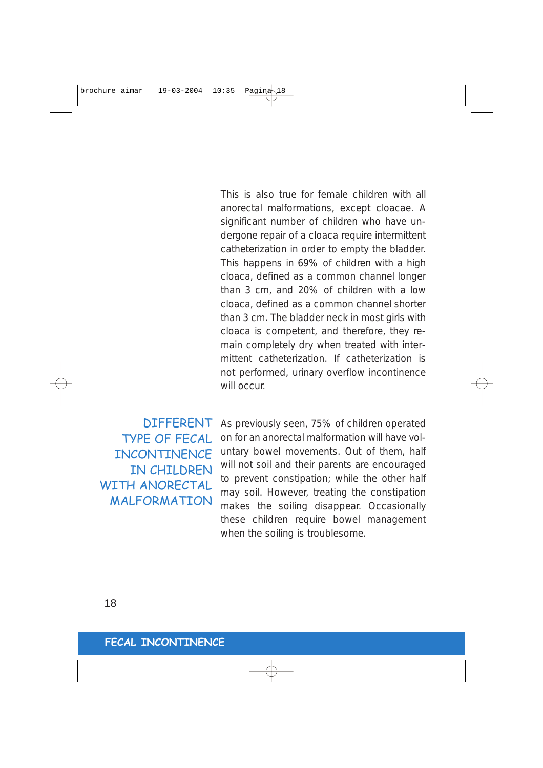This is also true for female children with all anorectal malformations, except cloacae. A significant number of children who have undergone repair of a cloaca require intermittent catheterization in order to empty the bladder. This happens in 69% of children with a high cloaca, defined as a common channel longer than 3 cm, and 20% of children with a low cloaca, defined as a common channel shorter than 3 cm. The bladder neck in most girls with cloaca is competent, and therefore, they remain completely dry when treated with intermittent catheterization. If catheterization is not performed, urinary overflow incontinence will occur.

## DIFFERENT TYPE OF FECAL INCONTINENCE IN CHILDREN WITH ANORECTAL MALFORMATION

As previously seen, 75% of children operated on for an anorectal malformation will have voluntary bowel movements. Out of them, half will not soil and their parents are encouraged to prevent constipation; while the other half may soil. However, treating the constipation makes the soiling disappear. Occasionally these children require bowel management when the soiling is troublesome.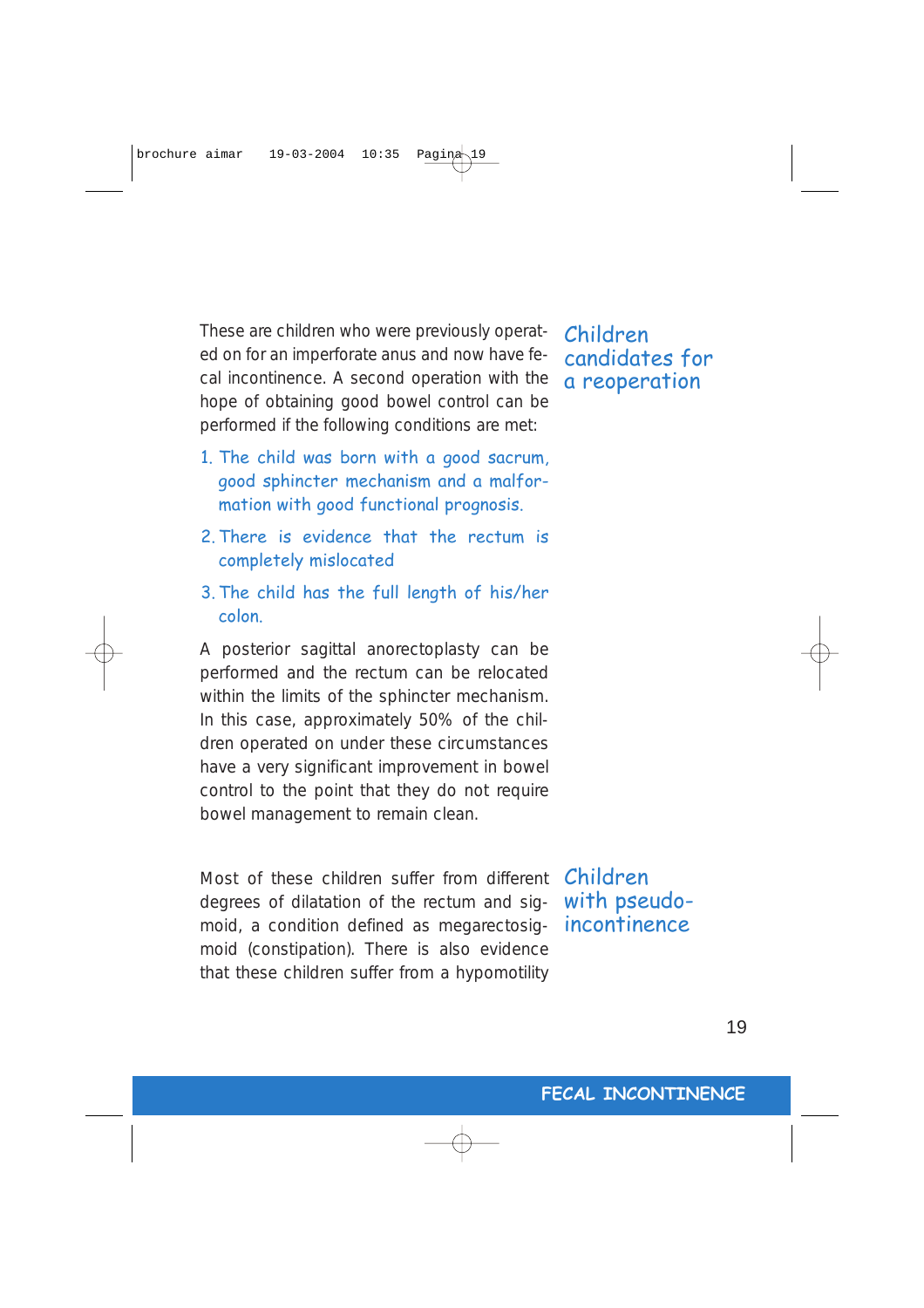## Children candidates for a reoperation

These are children who were previously operated on for an imperforate anus and now have fecal incontinence. A second operation with the hope of obtaining good bowel control can be performed if the following conditions are met:

1. The child was born with a good sacrum, good sphincter mechanism and a malformation with good functional prognosis.
2. There is evidence that the rectum is completely mislocated
3. The child has the full length of his/her colon.

A posterior sagittal anorectoplasty can be performed and the rectum can be relocated within the limits of the sphincter mechanism. In this case, approximately 50% of the children operated on under these circumstances have a very significant improvement in bowel control to the point that they do not require bowel management to remain clean.

## Children with pseudo-incontinence

Most of these children suffer from different degrees of dilatation of the rectum and sigmoid, a condition defined as megarectosigmoid (constipation). There is also evidence that these children suffer from a hypomotility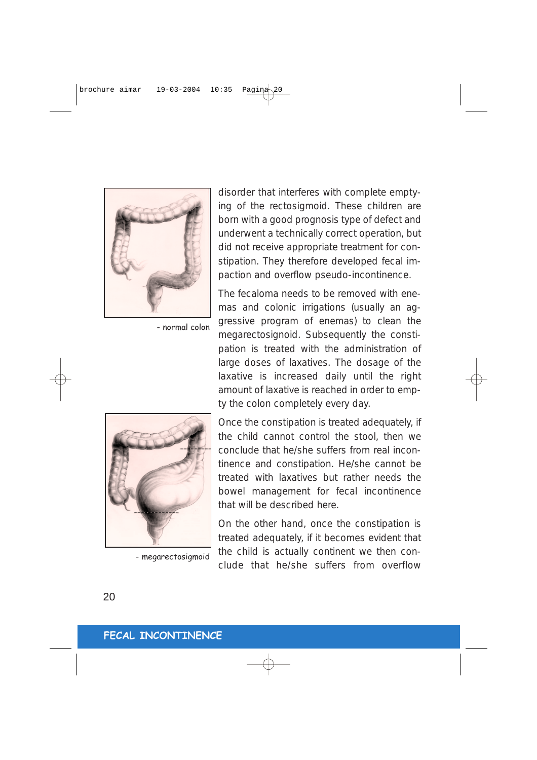- normal colon

- megarectosigmoid

disorder that interferes with complete emptying of the rectosigmoid. These children are born with a good prognosis type of defect and underwent a technically correct operation, but did not receive appropriate treatment for constipation. They therefore developed fecal impaction and overflow pseudo-incontinence.

The fecaloma needs to be removed with enemas and colonic irrigations (usually an aggressive program of enemas) to clean the megarectosignoid. Subsequently the constipation is treated with the administration of large doses of laxatives. The dosage of the laxative is increased daily until the right amount of laxative is reached in order to empty the colon completely every day.

Once the constipation is treated adequately, if the child cannot control the stool, then we conclude that he/she suffers from real incontinence and constipation. He/she cannot be treated with laxatives but rather needs the bowel management for fecal incontinence that will be described here.

On the other hand, once the constipation is treated adequately, if it becomes evident that the child is actually continent we then conclude that he/she suffers from overflow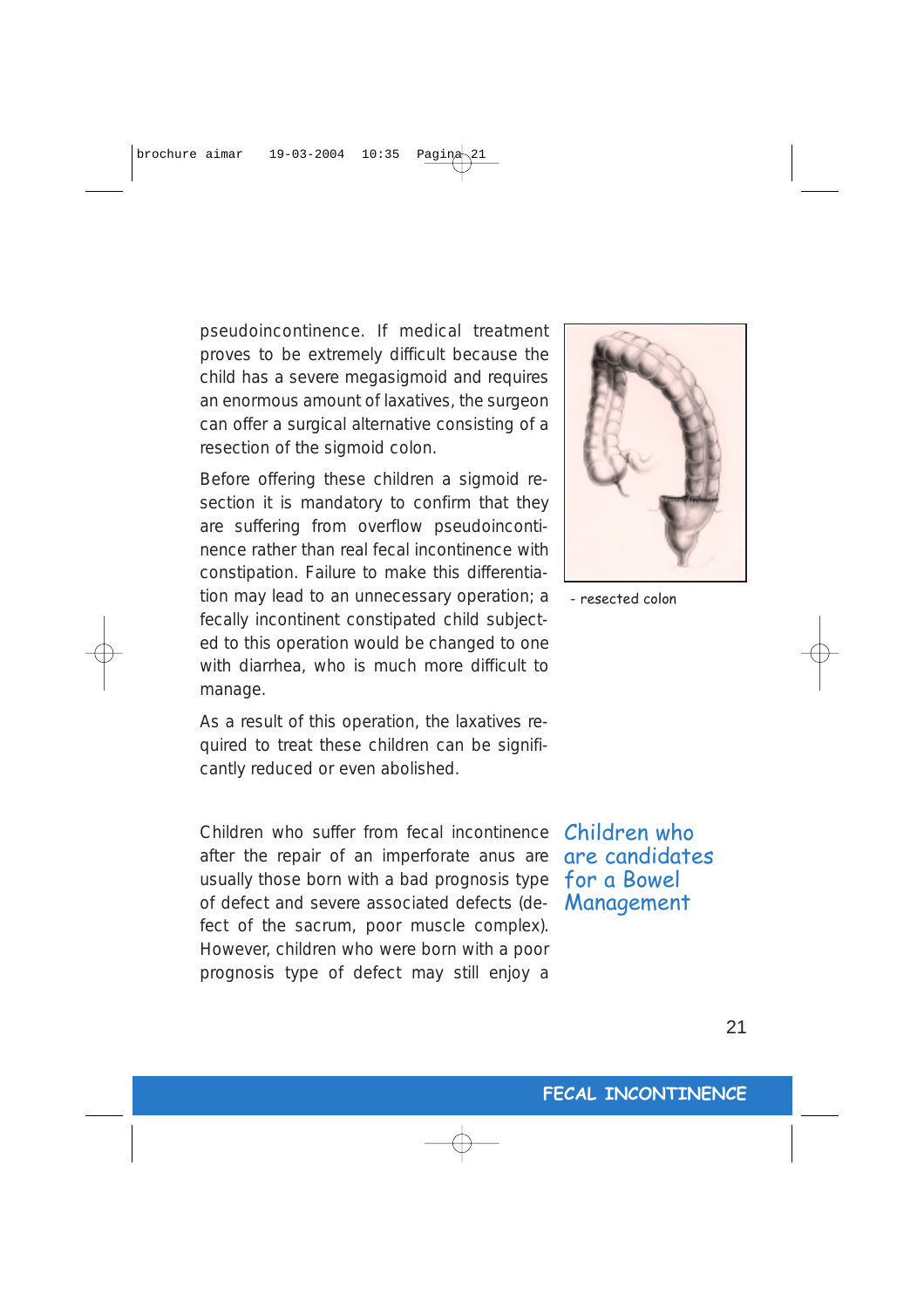pseudoincontinence. If medical treatment proves to be extremely difficult because the child has a severe megasigmoid and requires an enormous amount of laxatives, the surgeon can offer a surgical alternative consisting of a resection of the sigmoid colon.

Before offering these children a sigmoid resection it is mandatory to confirm that they are suffering from overflow pseudoincontinence rather than real fecal incontinence with constipation. Failure to make this differentiation may lead to an unnecessary operation; a fecally incontinent constipated child subjected to this operation would be changed to one with diarrhea, who is much more difficult to manage.

As a result of this operation, the laxatives required to treat these children can be significantly reduced or even abolished.

- resected colon

## Children who are candidates for a Bowel Management

Children who suffer from fecal incontinence after the repair of an imperforate anus are usually those born with a bad prognosis type of defect and severe associated defects (defect of the sacrum, poor muscle complex). However, children who were born with a poor prognosis type of defect may still enjoy a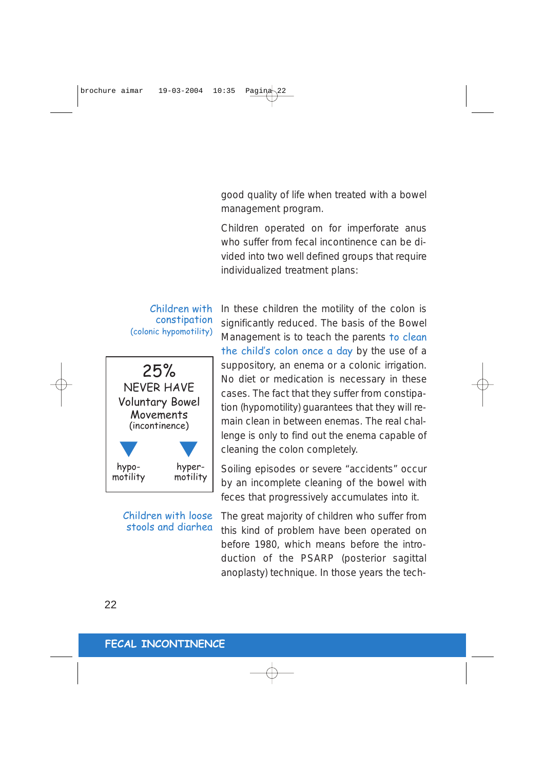good quality of life when treated with a bowel management program.

Children operated on for imperforate anus who suffer from fecal incontinence can be divided into two well defined groups that require individualized treatment plans:

**Children with constipation**
(colonic hypomotility)

In these children the motility of the colon is significantly reduced. The basis of the Bowel Management is to teach the parents to clean the child's colon once a day by the use of a suppository, an enema or a colonic irrigation. No diet or medication is necessary in these cases. The fact that they suffer from constipation (hypomotility) guarantees that they will remain clean in between enemas. The real challenge is only to find out the enema capable of cleaning the colon completely.

25%
NEVER HAVE
Voluntary Bowel Movements
(incontinence)

| hypo-motility | hyper-motility |
| --- | --- |

Soiling episodes or severe "accidents" occur by an incomplete cleaning of the bowel with feces that progressively accumulates into it.

**Children with loose stools and diarhea**

The great majority of children who suffer from this kind of problem have been operated on before 1980, which means before the introduction of the PSARP (posterior sagittal anoplasty) technique. In those years the tech-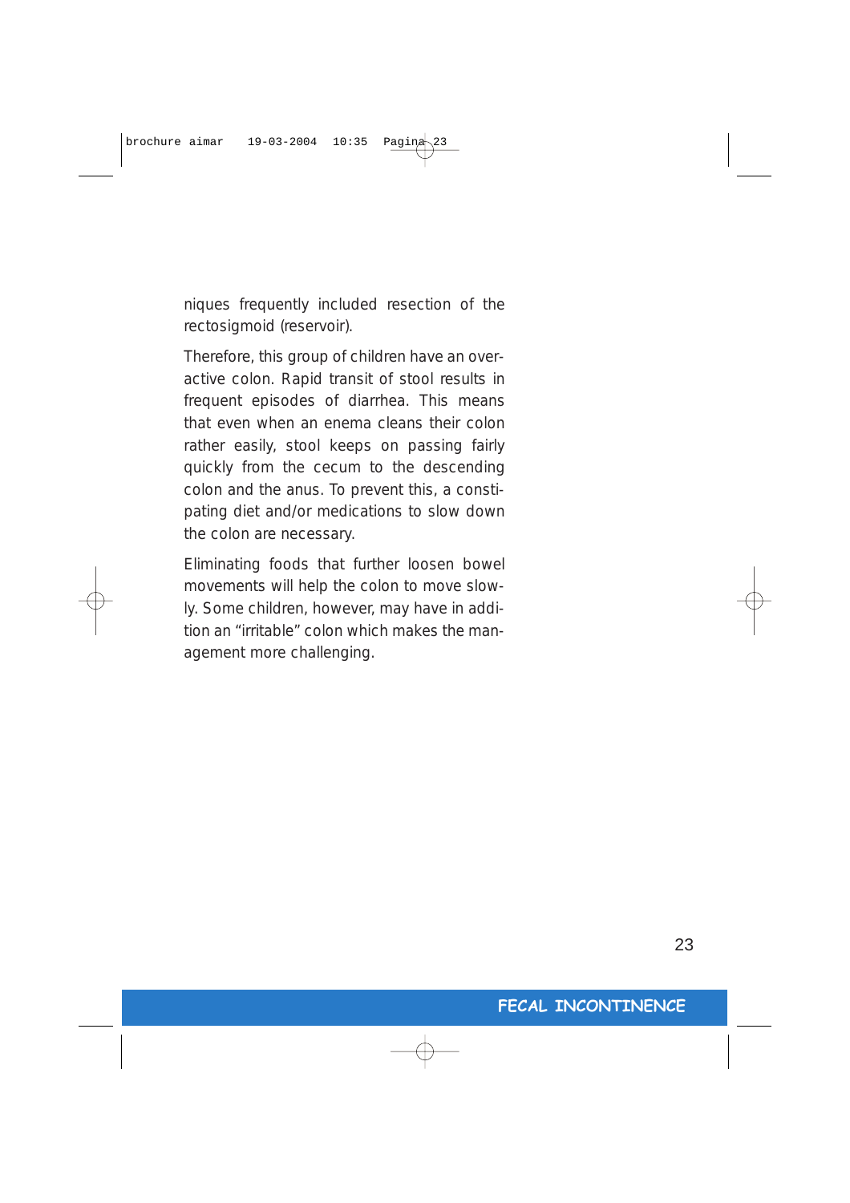niques frequently included resection of the rectosigmoid (reservoir).

Therefore, this group of children have an overactive colon. Rapid transit of stool results in frequent episodes of diarrhea. This means that even when an enema cleans their colon rather easily, stool keeps on passing fairly quickly from the cecum to the descending colon and the anus. To prevent this, a constipating diet and/or medications to slow down the colon are necessary.

Eliminating foods that further loosen bowel movements will help the colon to move slowly. Some children, however, may have in addition an "irritable" colon which makes the management more challenging.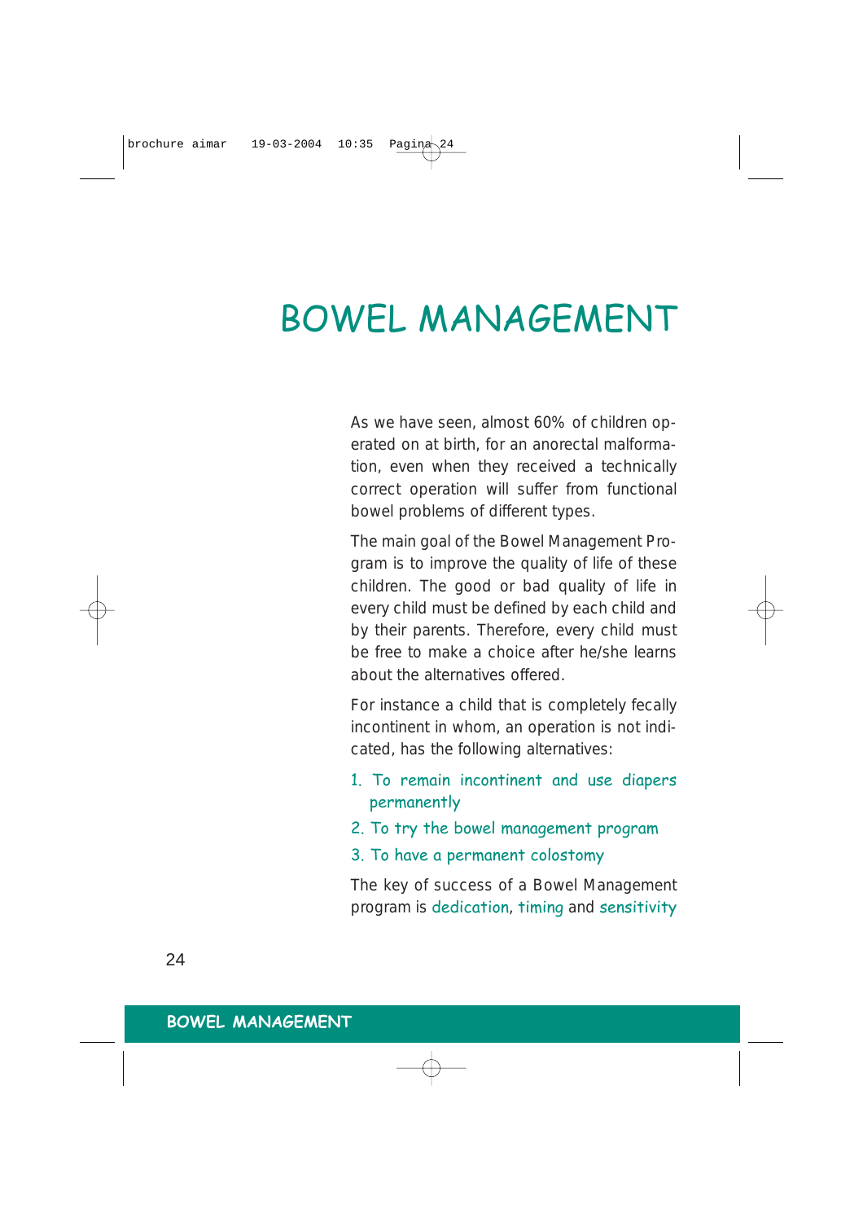# BOWEL MANAGEMENT

As we have seen, almost 60% of children operated on at birth, for an anorectal malformation, even when they received a technically correct operation will suffer from functional bowel problems of different types.

The main goal of the Bowel Management Program is to improve the quality of life of these children. The good or bad quality of life in every child must be defined by each child and by their parents. Therefore, every child must be free to make a choice after he/she learns about the alternatives offered.

For instance a child that is completely fecally incontinent in whom, an operation is not indicated, has the following alternatives:

1. To remain incontinent and use diapers permanently
2. To try the bowel management program
3. To have a permanent colostomy

The key of success of a Bowel Management program is dedication, timing and sensitivity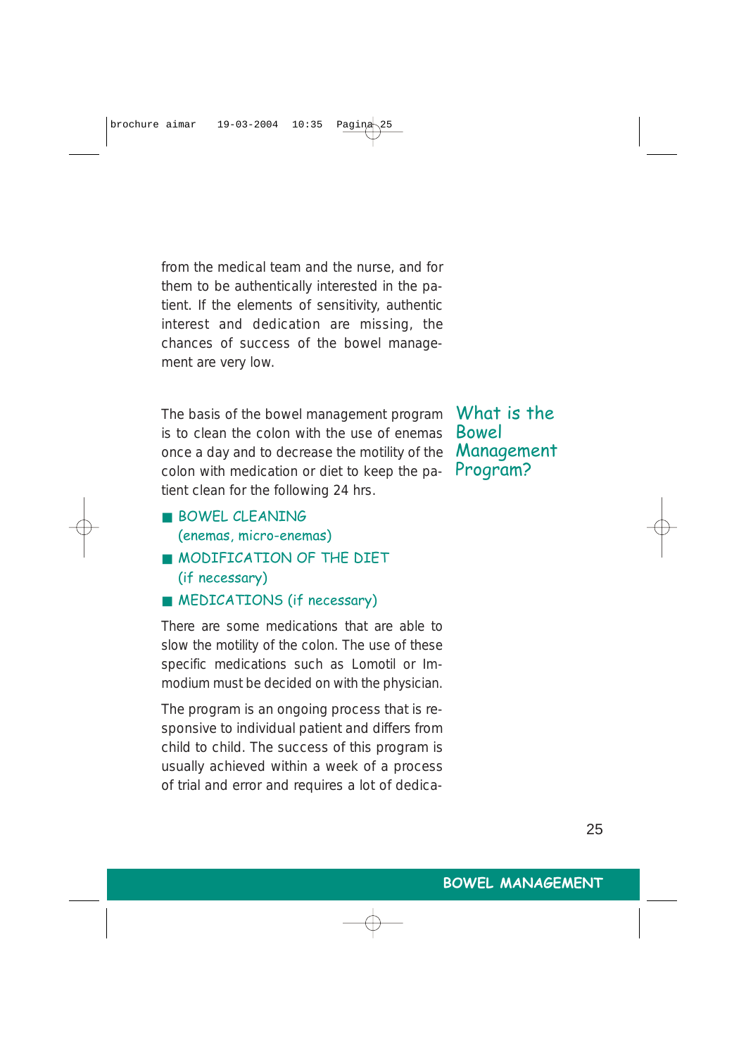from the medical team and the nurse, and for them to be authentically interested in the patient. If the elements of sensitivity, authentic interest and dedication are missing, the chances of success of the bowel management are very low.

## What is the Bowel Management Program?

The basis of the bowel management program is to clean the colon with the use of enemas once a day and to decrease the motility of the colon with medication or diet to keep the patient clean for the following 24 hrs.

- BOWEL CLEANING (enemas, micro-enemas)
- MODIFICATION OF THE DIET (if necessary)
- MEDICATIONS (if necessary)

There are some medications that are able to slow the motility of the colon. The use of these specific medications such as Lomotil or Immodium must be decided on with the physician.

The program is an ongoing process that is responsive to individual patient and differs from child to child. The success of this program is usually achieved within a week of a process of trial and error and requires a lot of dedica-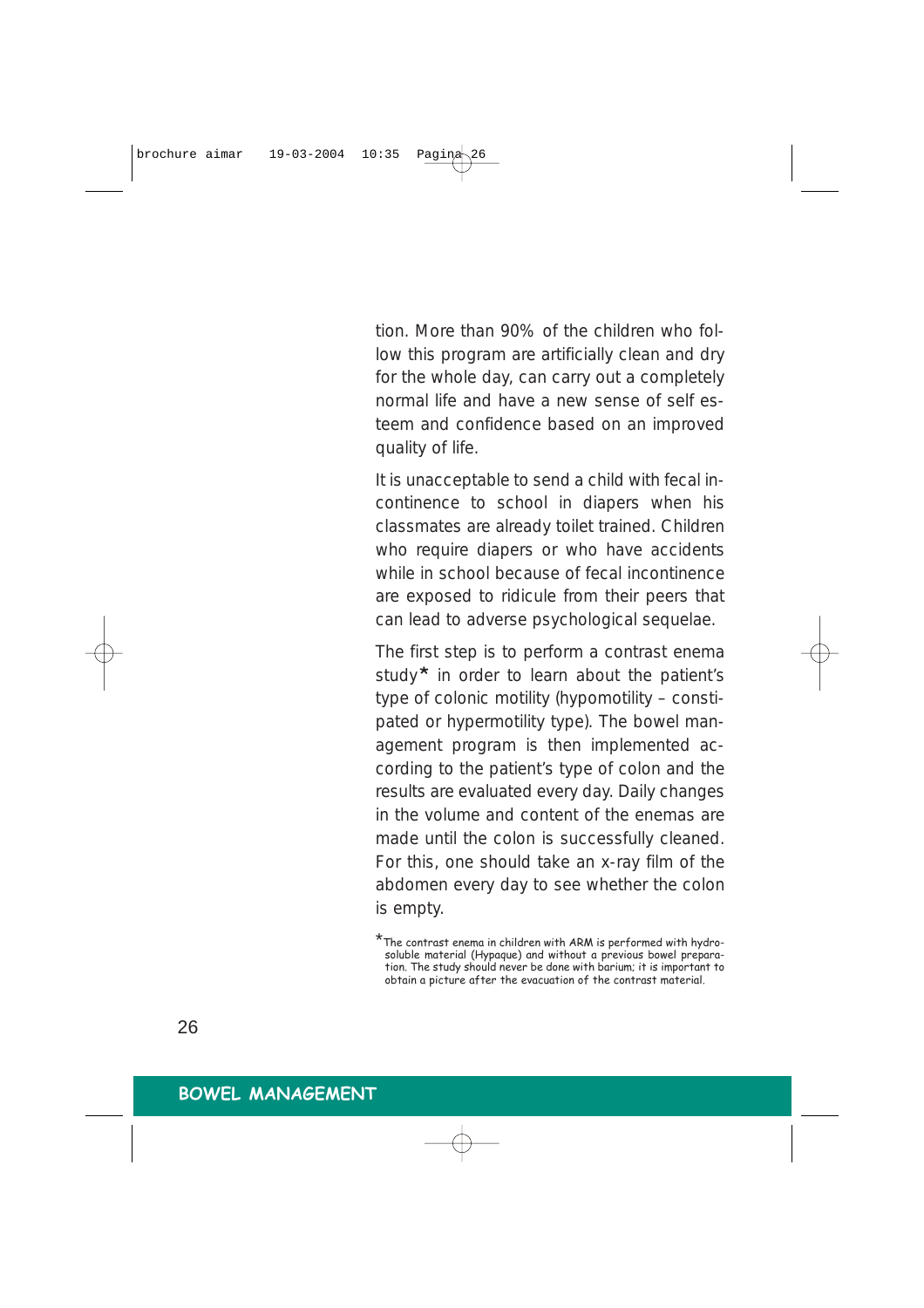tion. More than 90% of the children who follow this program are artificially clean and dry for the whole day, can carry out a completely normal life and have a new sense of self esteem and confidence based on an improved quality of life.

It is unacceptable to send a child with fecal incontinence to school in diapers when his classmates are already toilet trained. Children who require diapers or who have accidents while in school because of fecal incontinence are exposed to ridicule from their peers that can lead to adverse psychological sequelae.

The first step is to perform a contrast enema study* in order to learn about the patient's type of colonic motility (hypomotility – constipated or hypermotility type). The bowel management program is then implemented according to the patient's type of colon and the results are evaluated every day. Daily changes in the volume and content of the enemas are made until the colon is successfully cleaned. For this, one should take an x-ray film of the abdomen every day to see whether the colon is empty.

*The contrast enema in children with ARM is performed with hydrosoluble material (Hypaque) and without a previous bowel preparation. The study should never be done with barium; it is important to obtain a picture after the evacuation of the contrast material.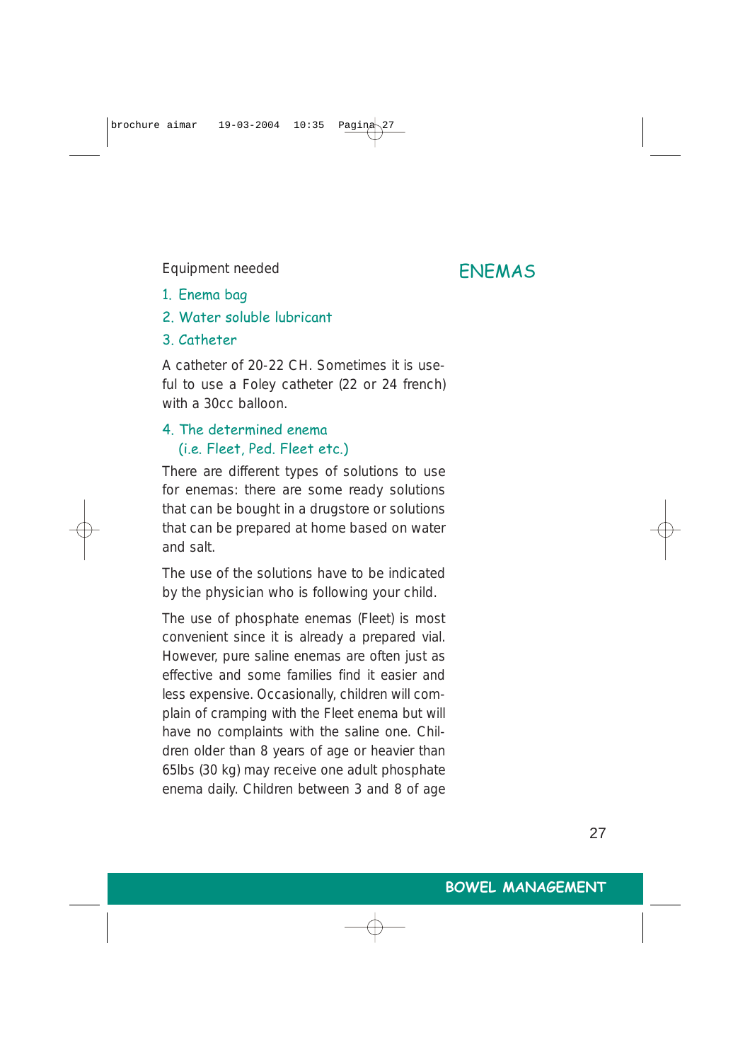## ENEMAS

Equipment needed

1. Enema bag
2. Water soluble lubricant
3. Catheter

A catheter of 20-22 CH. Sometimes it is useful to use a Foley catheter (22 or 24 french) with a 30cc balloon.

4. The determined enema
   (i.e. Fleet, Ped. Fleet etc.)

There are different types of solutions to use for enemas: there are some ready solutions that can be bought in a drugstore or solutions that can be prepared at home based on water and salt.

The use of the solutions have to be indicated by the physician who is following your child.

The use of phosphate enemas (Fleet) is most convenient since it is already a prepared vial. However, pure saline enemas are often just as effective and some families find it easier and less expensive. Occasionally, children will complain of cramping with the Fleet enema but will have no complaints with the saline one. Children older than 8 years of age or heavier than 65lbs (30 kg) may receive one adult phosphate enema daily. Children between 3 and 8 of age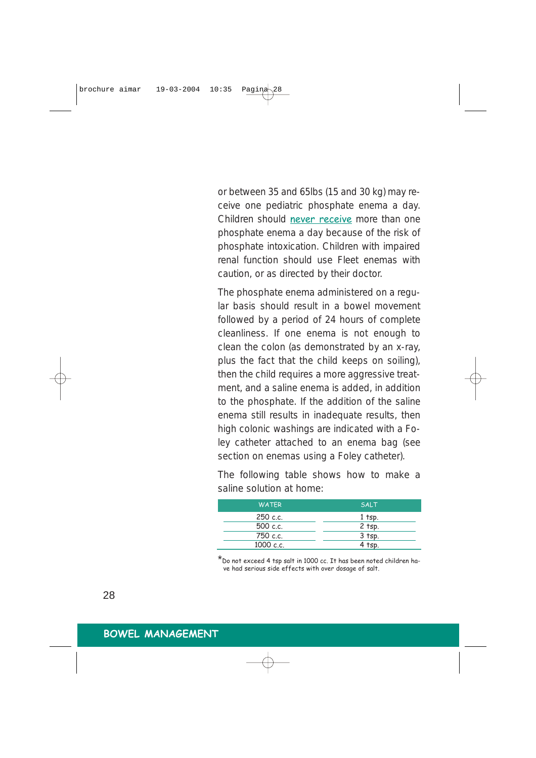or between 35 and 65lbs (15 and 30 kg) may receive one pediatric phosphate enema a day. Children should <u>never receive</u> more than one phosphate enema a day because of the risk of phosphate intoxication. Children with impaired renal function should use Fleet enemas with caution, or as directed by their doctor.

The phosphate enema administered on a regular basis should result in a bowel movement followed by a period of 24 hours of complete cleanliness. If one enema is not enough to clean the colon (as demonstrated by an x-ray, plus the fact that the child keeps on soiling), then the child requires a more aggressive treatment, and a saline enema is added, in addition to the phosphate. If the addition of the saline enema still results in inadequate results, then high colonic washings are indicated with a Foley catheter attached to an enema bag (see section on enemas using a Foley catheter).

The following table shows how to make a saline solution at home:

| WATER | SALT |
|---|---|
| 250 c.c. | 1 tsp. |
| 500 c.c. | 2 tsp. |
| 750 c.c. | 3 tsp. |
| 1000 c.c. | 4 tsp. |

*Do not exceed 4 tsp salt in 1000 cc. It has been noted children have had serious side effects with over dosage of salt.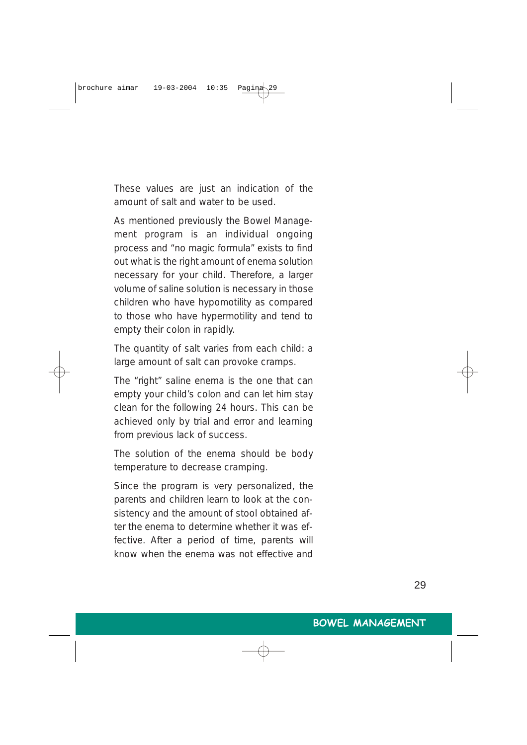These values are just an indication of the amount of salt and water to be used.

As mentioned previously the Bowel Management program is an individual ongoing process and “no magic formula” exists to find out what is the right amount of enema solution necessary for your child. Therefore, a larger volume of saline solution is necessary in those children who have hypomotility as compared to those who have hypermotility and tend to empty their colon in rapidly.

The quantity of salt varies from each child: a large amount of salt can provoke cramps.

The “right” saline enema is the one that can empty your child’s colon and can let him stay clean for the following 24 hours. This can be achieved only by trial and error and learning from previous lack of success.

The solution of the enema should be body temperature to decrease cramping.

Since the program is very personalized, the parents and children learn to look at the consistency and the amount of stool obtained after the enema to determine whether it was effective. After a period of time, parents will know when the enema was not effective and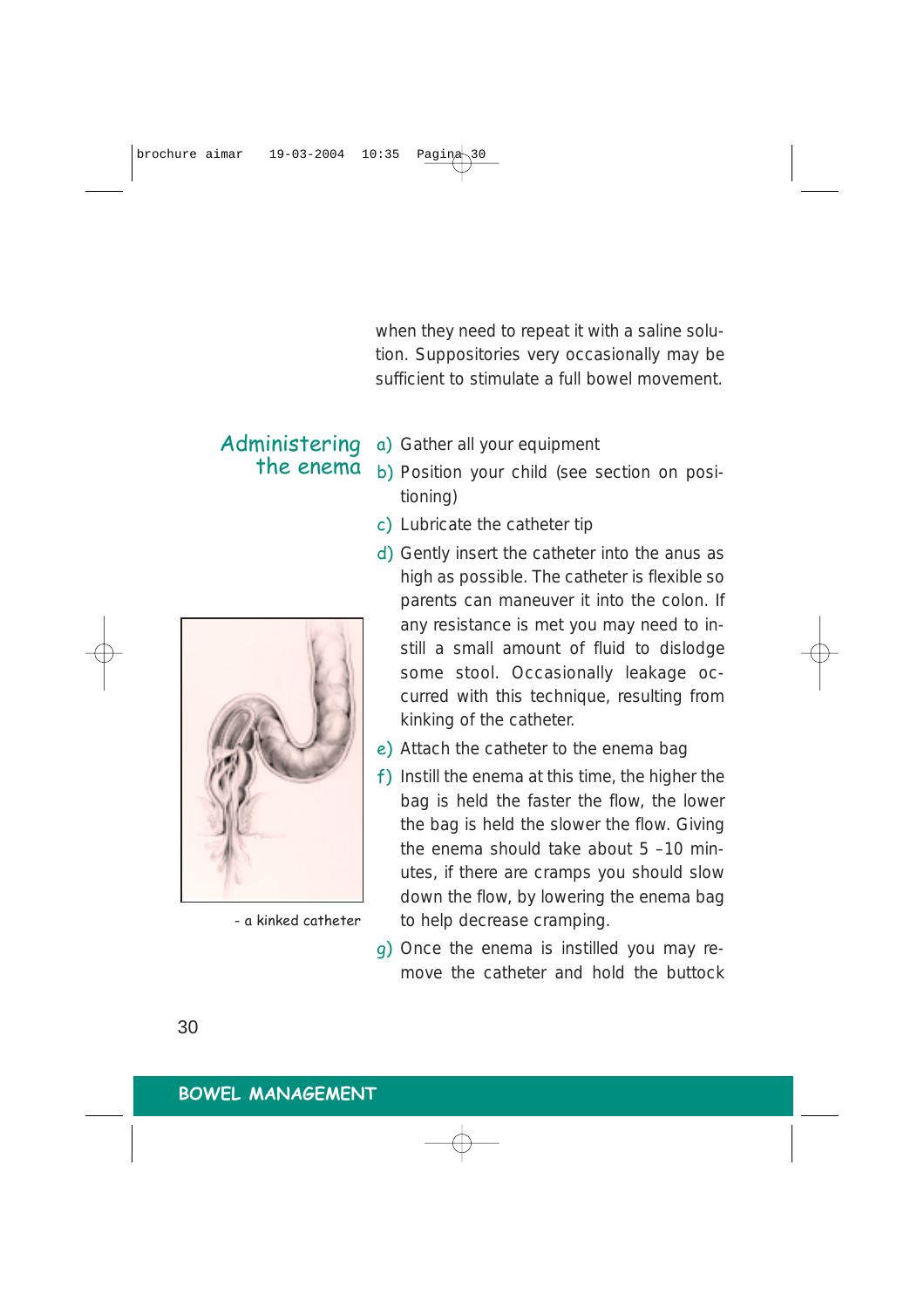when they need to repeat it with a saline solution. Suppositories very occasionally may be sufficient to stimulate a full bowel movement.

## Administering the enema

a) Gather all your equipment

b) Position your child (see section on positioning)

c) Lubricate the catheter tip

d) Gently insert the catheter into the anus as high as possible. The catheter is flexible so parents can maneuver it into the colon. If any resistance is met you may need to instill a small amount of fluid to dislodge some stool. Occasionally leakage occurred with this technique, resulting from kinking of the catheter.

e) Attach the catheter to the enema bag

f) Instill the enema at this time, the higher the bag is held the faster the flow, the lower the bag is held the slower the flow. Giving the enema should take about 5 –10 minutes, if there are cramps you should slow down the flow, by lowering the enema bag to help decrease cramping.

g) Once the enema is instilled you may remove the catheter and hold the buttock

- a kinked catheter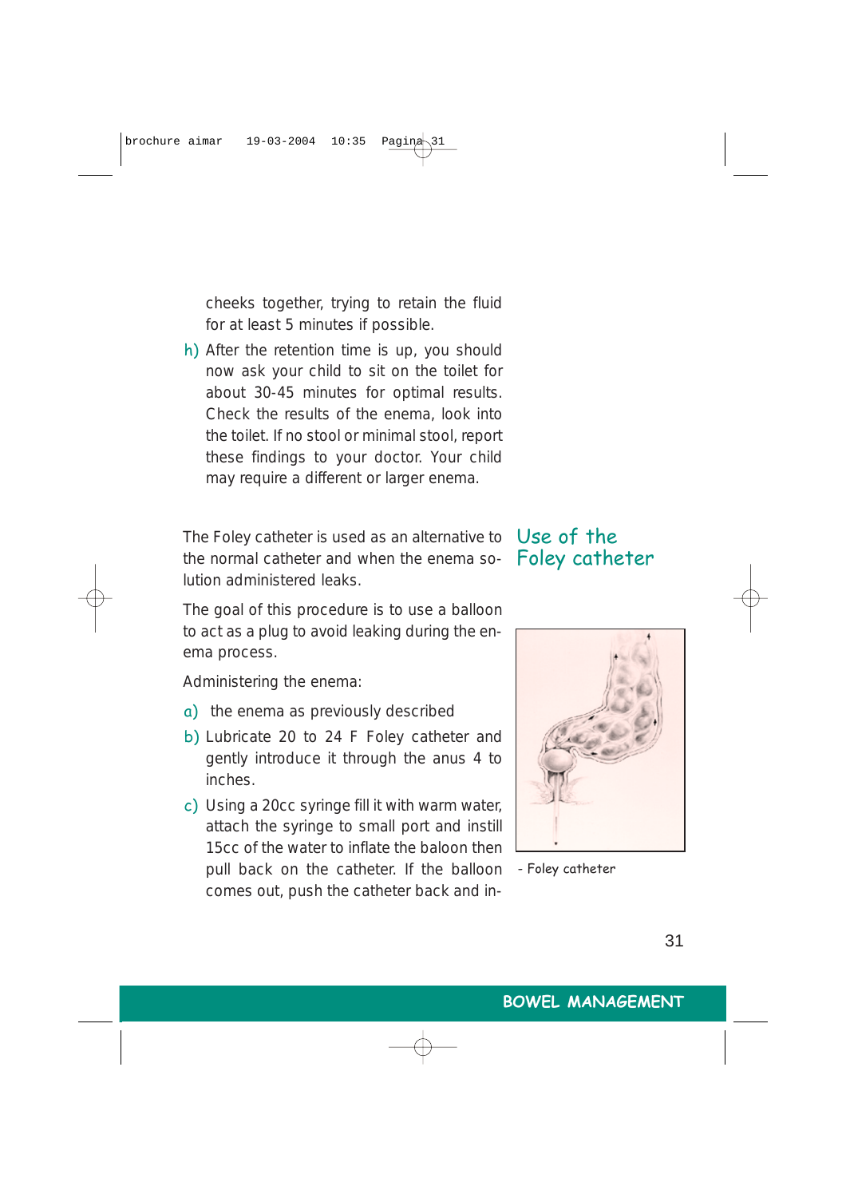cheeks together, trying to retain the fluid for at least 5 minutes if possible.

h) After the retention time is up, you should now ask your child to sit on the toilet for about 30-45 minutes for optimal results. Check the results of the enema, look into the toilet. If no stool or minimal stool, report these findings to your doctor. Your child may require a different or larger enema.

## Use of the Foley catheter

The Foley catheter is used as an alternative to the normal catheter and when the enema solution administered leaks.

The goal of this procedure is to use a balloon to act as a plug to avoid leaking during the enema process.

Administering the enema:

a) the enema as previously described

b) Lubricate 20 to 24 F Foley catheter and gently introduce it through the anus 4 to inches.

c) Using a 20cc syringe fill it with warm water, attach the syringe to small port and instill 15cc of the water to inflate the baloon then pull back on the catheter. If the balloon comes out, push the catheter back and in-

- Foley catheter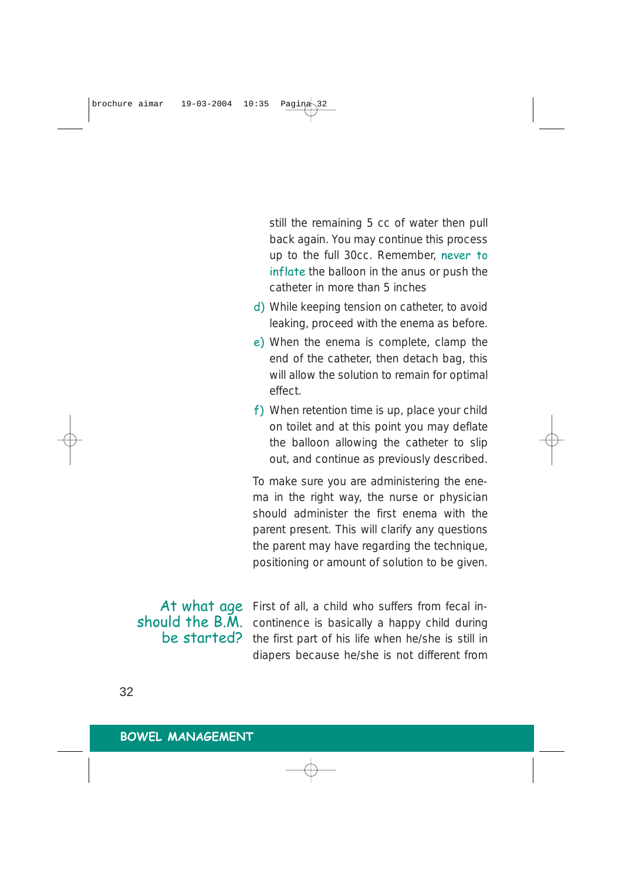still the remaining 5 cc of water then pull back again. You may continue this process up to the full 30cc. Remember, never to inflate the balloon in the anus or push the catheter in more than 5 inches

d) While keeping tension on catheter, to avoid leaking, proceed with the enema as before.

e) When the enema is complete, clamp the end of the catheter, then detach bag, this will allow the solution to remain for optimal effect.

f) When retention time is up, place your child on toilet and at this point you may deflate the balloon allowing the catheter to slip out, and continue as previously described.

To make sure you are administering the enema in the right way, the nurse or physician should administer the first enema with the parent present. This will clarify any questions the parent may have regarding the technique, positioning or amount of solution to be given.

## At what age should the B.M. be started?

First of all, a child who suffers from fecal incontinence is basically a happy child during the first part of his life when he/she is still in diapers because he/she is not different from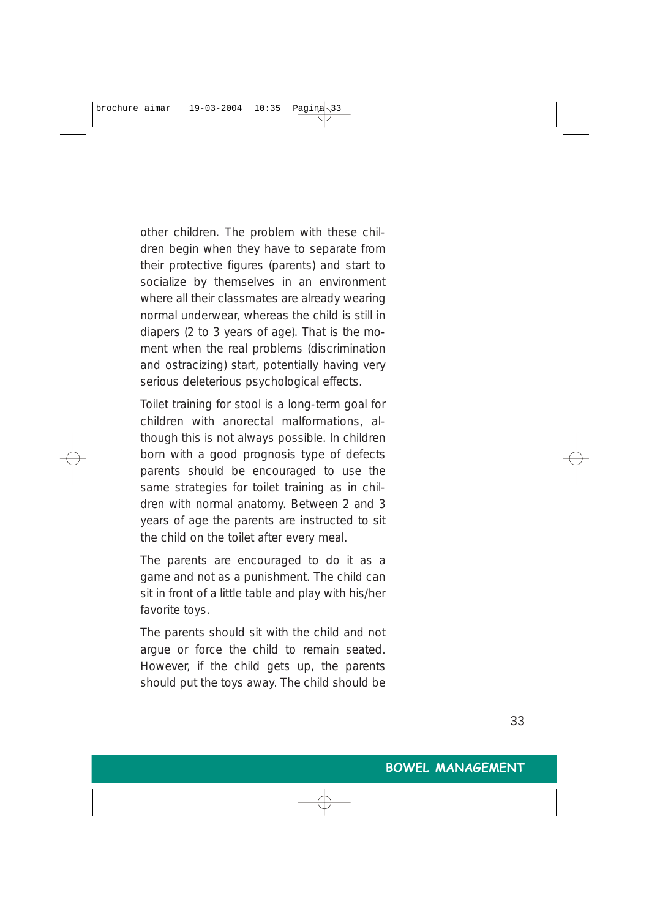other children. The problem with these children begin when they have to separate from their protective figures (parents) and start to socialize by themselves in an environment where all their classmates are already wearing normal underwear, whereas the child is still in diapers (2 to 3 years of age). That is the moment when the real problems (discrimination and ostracizing) start, potentially having very serious deleterious psychological effects.

Toilet training for stool is a long-term goal for children with anorectal malformations, although this is not always possible. In children born with a good prognosis type of defects parents should be encouraged to use the same strategies for toilet training as in children with normal anatomy. Between 2 and 3 years of age the parents are instructed to sit the child on the toilet after every meal.

The parents are encouraged to do it as a game and not as a punishment. The child can sit in front of a little table and play with his/her favorite toys.

The parents should sit with the child and not argue or force the child to remain seated. However, if the child gets up, the parents should put the toys away. The child should be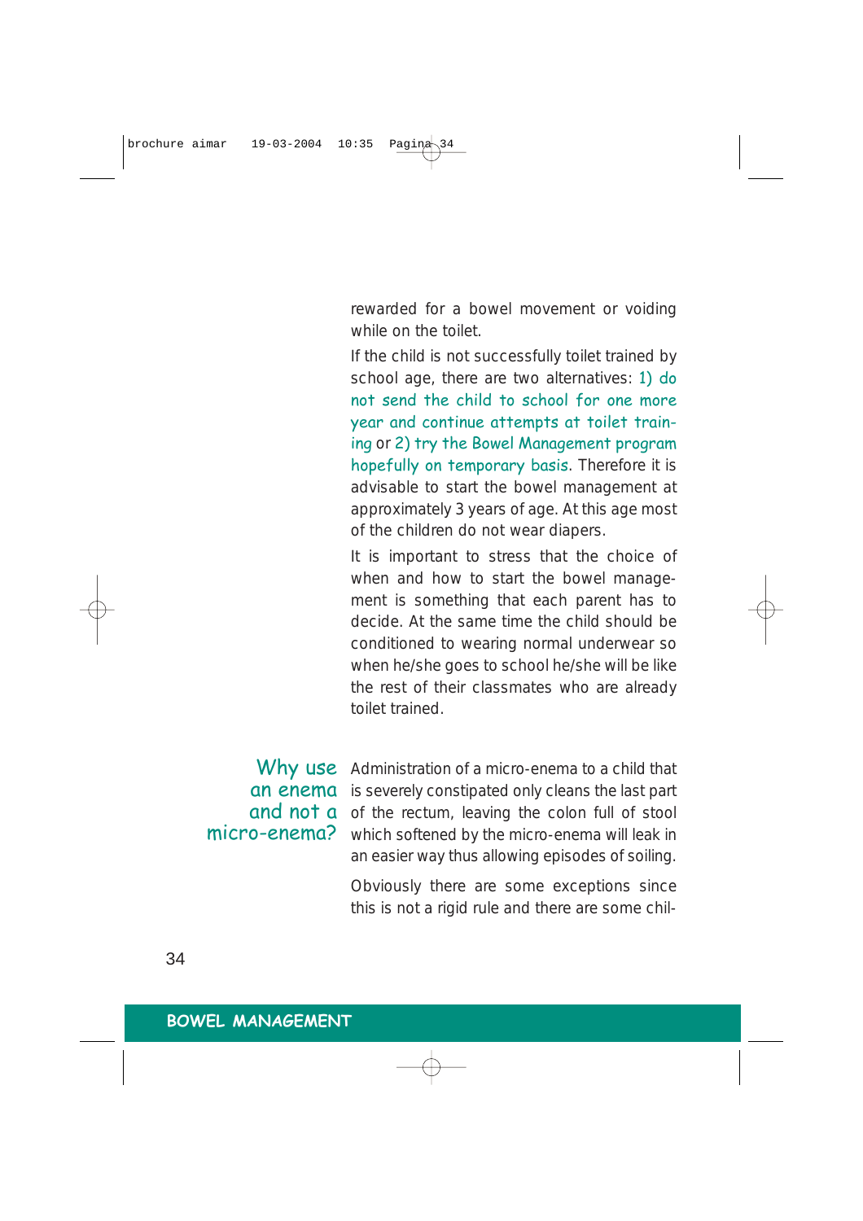rewarded for a bowel movement or voiding while on the toilet.

If the child is not successfully toilet trained by school age, there are two alternatives: 1) do not send the child to school for one more year and continue attempts at toilet training or 2) try the Bowel Management program hopefully on temporary basis. Therefore it is advisable to start the bowel management at approximately 3 years of age. At this age most of the children do not wear diapers.

It is important to stress that the choice of when and how to start the bowel management is something that each parent has to decide. At the same time the child should be conditioned to wearing normal underwear so when he/she goes to school he/she will be like the rest of their classmates who are already toilet trained.

### Why use an enema and not a micro-enema?

Administration of a micro-enema to a child that is severely constipated only cleans the last part of the rectum, leaving the colon full of stool which softened by the micro-enema will leak in an easier way thus allowing episodes of soiling.

Obviously there are some exceptions since this is not a rigid rule and there are some chil-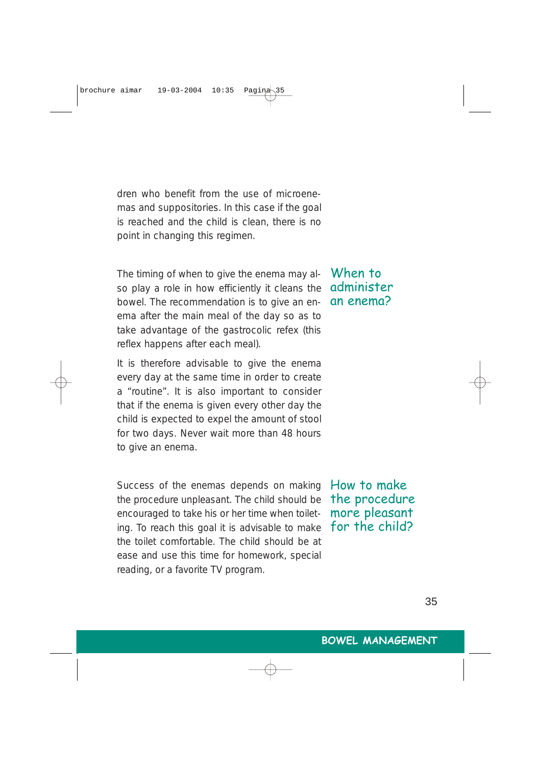dren who benefit from the use of microenemas and suppositories. In this case if the goal is reached and the child is clean, there is no point in changing this regimen.

## When to administer an enema?

The timing of when to give the enema may also play a role in how efficiently it cleans the bowel. The recommendation is to give an enema after the main meal of the day so as to take advantage of the gastrocolic refex (this reflex happens after each meal).

It is therefore advisable to give the enema every day at the same time in order to create a "routine". It is also important to consider that if the enema is given every other day the child is expected to expel the amount of stool for two days. Never wait more than 48 hours to give an enema.

## How to make the procedure more pleasant for the child?

Success of the enemas depends on making the procedure unpleasant. The child should be encouraged to take his or her time when toileting. To reach this goal it is advisable to make the toilet comfortable. The child should be at ease and use this time for homework, special reading, or a favorite TV program.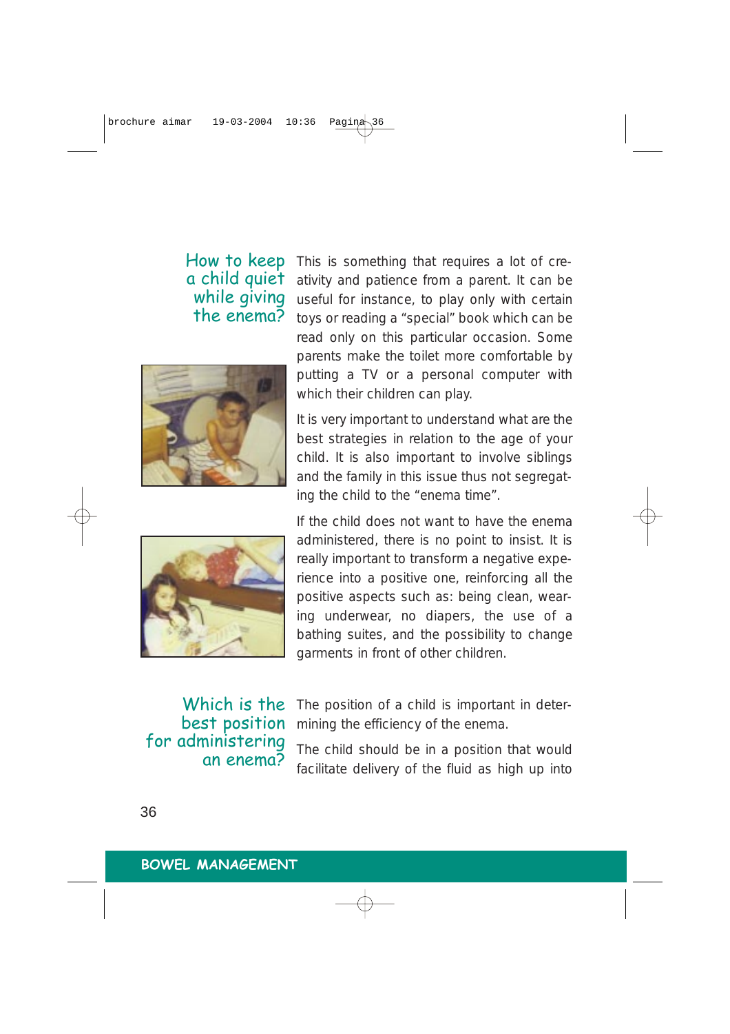## How to keep a child quiet while giving the enema?

This is something that requires a lot of creativity and patience from a parent. It can be useful for instance, to play only with certain toys or reading a “special” book which can be read only on this particular occasion. Some parents make the toilet more comfortable by putting a TV or a personal computer with which their children can play.

It is very important to understand what are the best strategies in relation to the age of your child. It is also important to involve siblings and the family in this issue thus not segregating the child to the “enema time”.

If the child does not want to have the enema administered, there is no point to insist. It is really important to transform a negative experience into a positive one, reinforcing all the positive aspects such as: being clean, wearing underwear, no diapers, the use of a bathing suites, and the possibility to change garments in front of other children.

## Which is the best position for administering an enema?

The position of a child is important in determining the efficiency of the enema.

The child should be in a position that would facilitate delivery of the fluid as high up into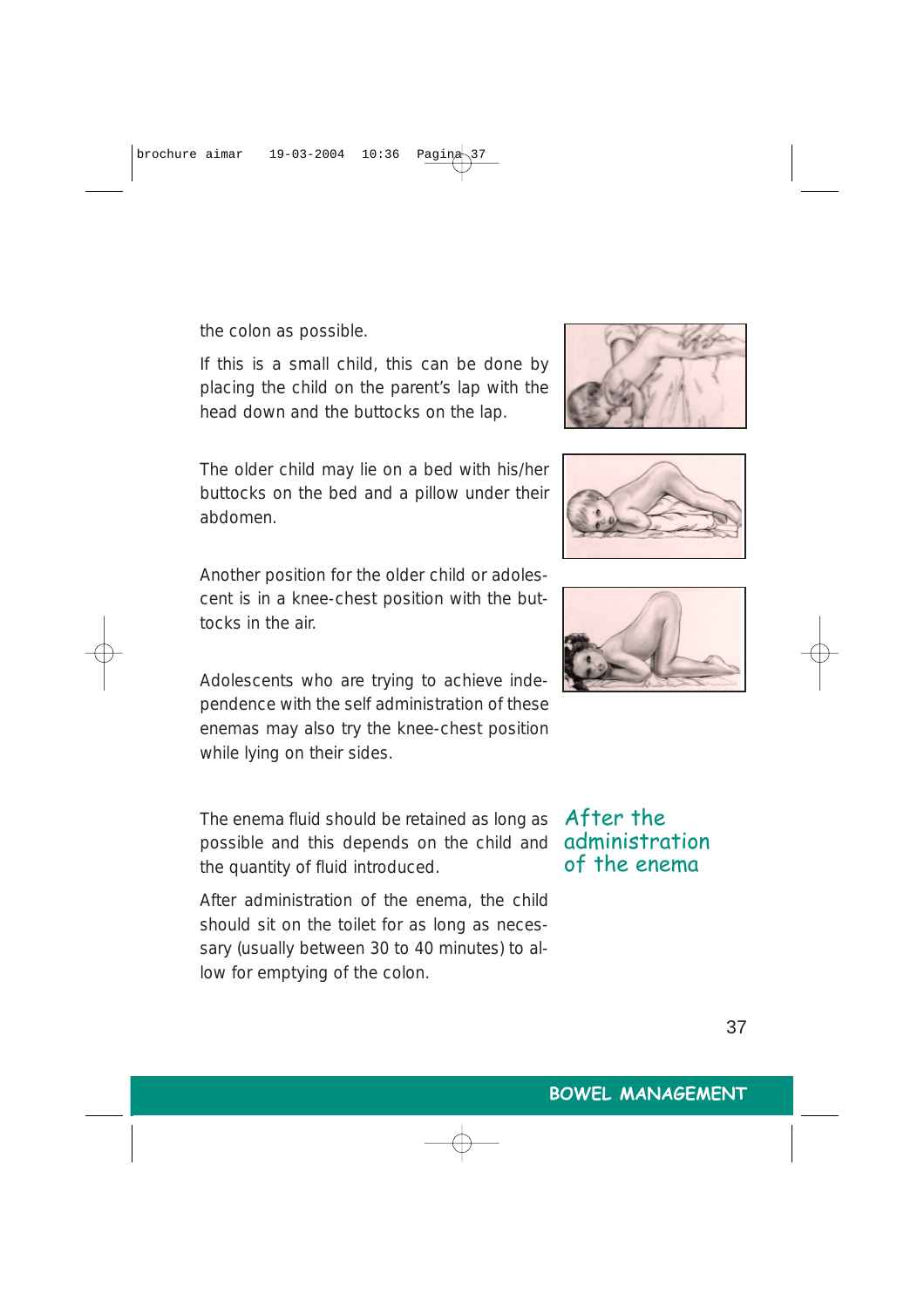the colon as possible.

If this is a small child, this can be done by placing the child on the parent's lap with the head down and the buttocks on the lap.

The older child may lie on a bed with his/her buttocks on the bed and a pillow under their abdomen.

Another position for the older child or adolescent is in a knee-chest position with the buttocks in the air.

Adolescents who are trying to achieve independence with the self administration of these enemas may also try the knee-chest position while lying on their sides.

## After the administration of the enema

The enema fluid should be retained as long as possible and this depends on the child and the quantity of fluid introduced.

After administration of the enema, the child should sit on the toilet for as long as necessary (usually between 30 to 40 minutes) to allow for emptying of the colon.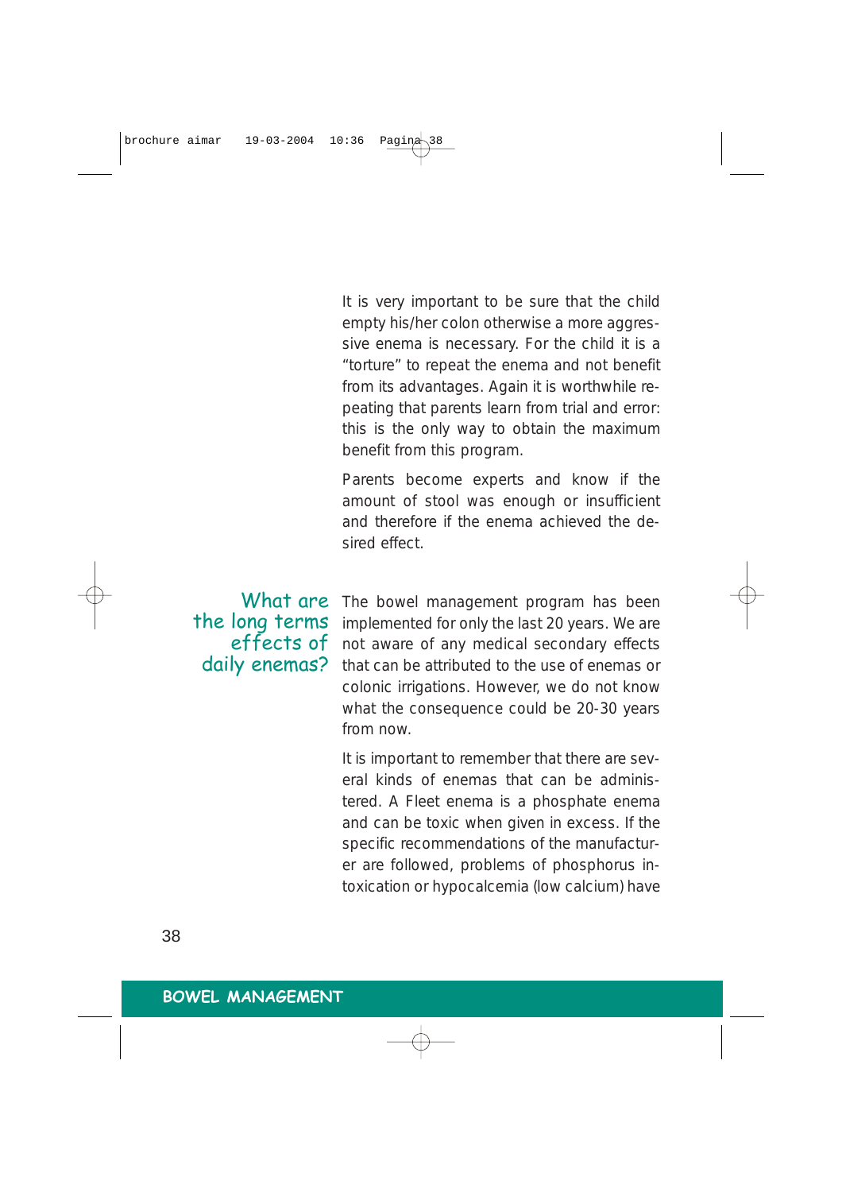It is very important to be sure that the child empty his/her colon otherwise a more aggressive enema is necessary. For the child it is a "torture" to repeat the enema and not benefit from its advantages. Again it is worthwhile repeating that parents learn from trial and error: this is the only way to obtain the maximum benefit from this program.

Parents become experts and know if the amount of stool was enough or insufficient and therefore if the enema achieved the desired effect.

## What are the long terms effects of daily enemas?

The bowel management program has been implemented for only the last 20 years. We are not aware of any medical secondary effects that can be attributed to the use of enemas or colonic irrigations. However, we do not know what the consequence could be 20-30 years from now.

It is important to remember that there are several kinds of enemas that can be administered. A Fleet enema is a phosphate enema and can be toxic when given in excess. If the specific recommendations of the manufacturer are followed, problems of phosphorus intoxication or hypocalcemia (low calcium) have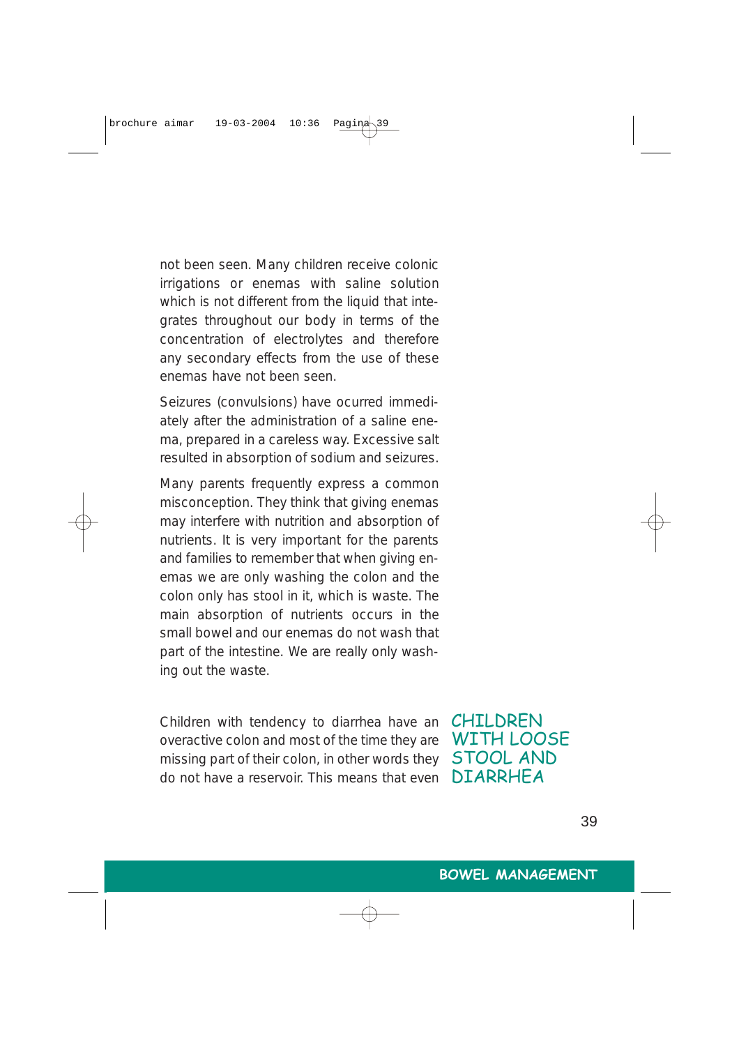not been seen. Many children receive colonic irrigations or enemas with saline solution which is not different from the liquid that integrates throughout our body in terms of the concentration of electrolytes and therefore any secondary effects from the use of these enemas have not been seen.

Seizures (convulsions) have ocurred immediately after the administration of a saline enema, prepared in a careless way. Excessive salt resulted in absorption of sodium and seizures.

Many parents frequently express a common misconception. They think that giving enemas may interfere with nutrition and absorption of nutrients. It is very important for the parents and families to remember that when giving enemas we are only washing the colon and the colon only has stool in it, which is waste. The main absorption of nutrients occurs in the small bowel and our enemas do not wash that part of the intestine. We are really only washing out the waste.

## CHILDREN WITH LOOSE STOOL AND DIARRHEA

Children with tendency to diarrhea have an overactive colon and most of the time they are missing part of their colon, in other words they do not have a reservoir. This means that even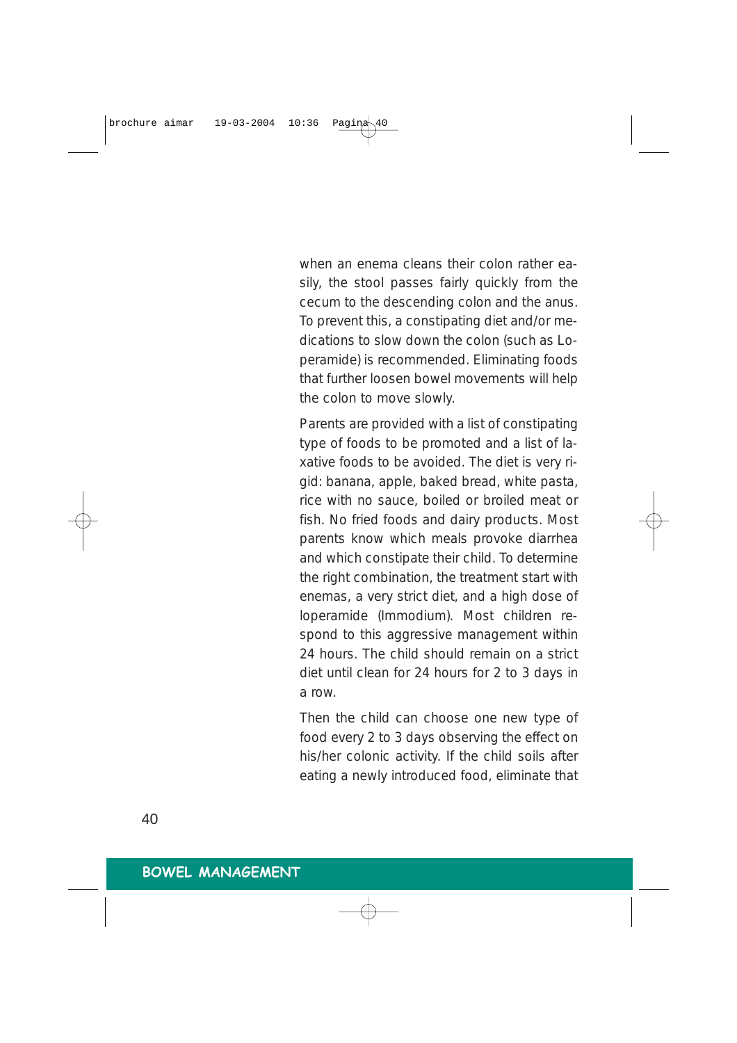when an enema cleans their colon rather easily, the stool passes fairly quickly from the cecum to the descending colon and the anus. To prevent this, a constipating diet and/or medications to slow down the colon (such as Loperamide) is recommended. Eliminating foods that further loosen bowel movements will help the colon to move slowly.

Parents are provided with a list of constipating type of foods to be promoted and a list of laxative foods to be avoided. The diet is very rigid: banana, apple, baked bread, white pasta, rice with no sauce, boiled or broiled meat or fish. No fried foods and dairy products. Most parents know which meals provoke diarrhea and which constipate their child. To determine the right combination, the treatment start with enemas, a very strict diet, and a high dose of loperamide (Immodium). Most children respond to this aggressive management within 24 hours. The child should remain on a strict diet until clean for 24 hours for 2 to 3 days in a row.

Then the child can choose one new type of food every 2 to 3 days observing the effect on his/her colonic activity. If the child soils after eating a newly introduced food, eliminate that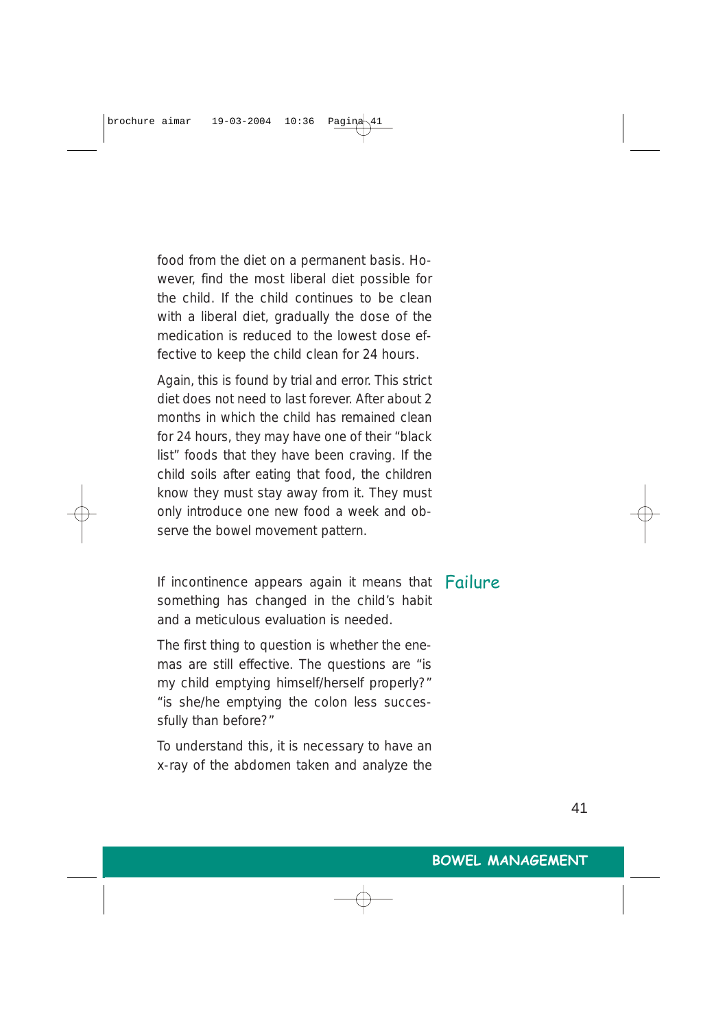food from the diet on a permanent basis. However, find the most liberal diet possible for the child. If the child continues to be clean with a liberal diet, gradually the dose of the medication is reduced to the lowest dose effective to keep the child clean for 24 hours.

Again, this is found by trial and error. This strict diet does not need to last forever. After about 2 months in which the child has remained clean for 24 hours, they may have one of their “black list” foods that they have been craving. If the child soils after eating that food, the children know they must stay away from it. They must only introduce one new food a week and observe the bowel movement pattern.

## Failure

If incontinence appears again it means that something has changed in the child’s habit and a meticulous evaluation is needed.

The first thing to question is whether the enemas are still effective. The questions are “is my child emptying himself/herself properly?” “is she/he emptying the colon less successfully than before?”

To understand this, it is necessary to have an x-ray of the abdomen taken and analyze the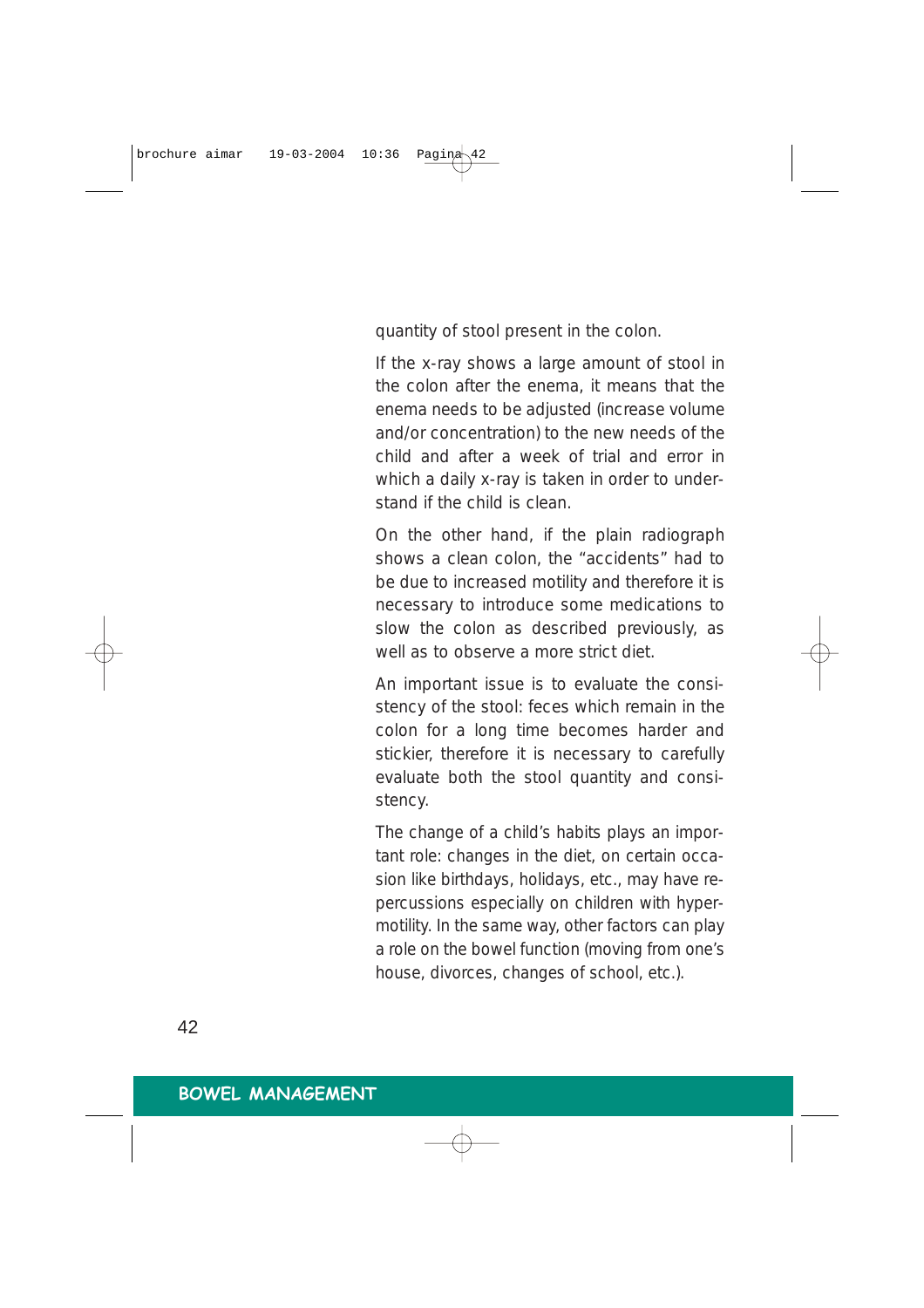quantity of stool present in the colon.

If the x-ray shows a large amount of stool in the colon after the enema, it means that the enema needs to be adjusted (increase volume and/or concentration) to the new needs of the child and after a week of trial and error in which a daily x-ray is taken in order to understand if the child is clean.

On the other hand, if the plain radiograph shows a clean colon, the "accidents" had to be due to increased motility and therefore it is necessary to introduce some medications to slow the colon as described previously, as well as to observe a more strict diet.

An important issue is to evaluate the consistency of the stool: feces which remain in the colon for a long time becomes harder and stickier, therefore it is necessary to carefully evaluate both the stool quantity and consistency.

The change of a child's habits plays an important role: changes in the diet, on certain occasion like birthdays, holidays, etc., may have repercussions especially on children with hypermotility. In the same way, other factors can play a role on the bowel function (moving from one's house, divorces, changes of school, etc.).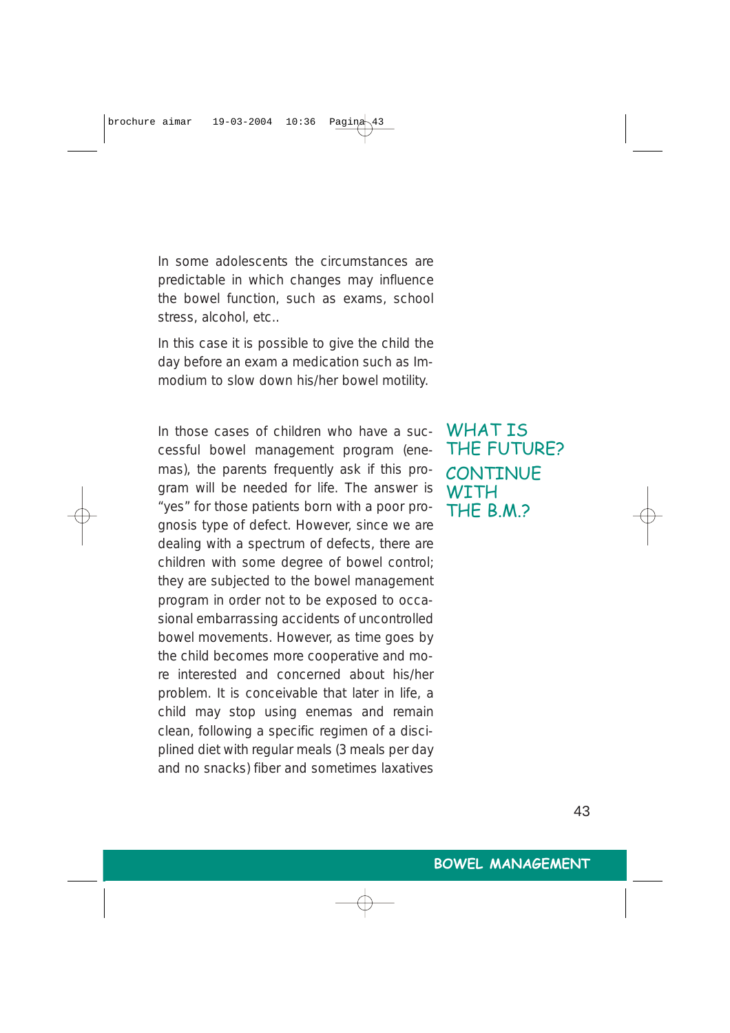In some adolescents the circumstances are predictable in which changes may influence the bowel function, such as exams, school stress, alcohol, etc..

In this case it is possible to give the child the day before an exam a medication such as Immodium to slow down his/her bowel motility.

## WHAT IS THE FUTURE? CONTINUE WITH THE B.M.?

In those cases of children who have a successful bowel management program (enemas), the parents frequently ask if this program will be needed for life. The answer is "yes" for those patients born with a poor prognosis type of defect. However, since we are dealing with a spectrum of defects, there are children with some degree of bowel control; they are subjected to the bowel management program in order not to be exposed to occasional embarrassing accidents of uncontrolled bowel movements. However, as time goes by the child becomes more cooperative and more interested and concerned about his/her problem. It is conceivable that later in life, a child may stop using enemas and remain clean, following a specific regimen of a disciplined diet with regular meals (3 meals per day and no snacks) fiber and sometimes laxatives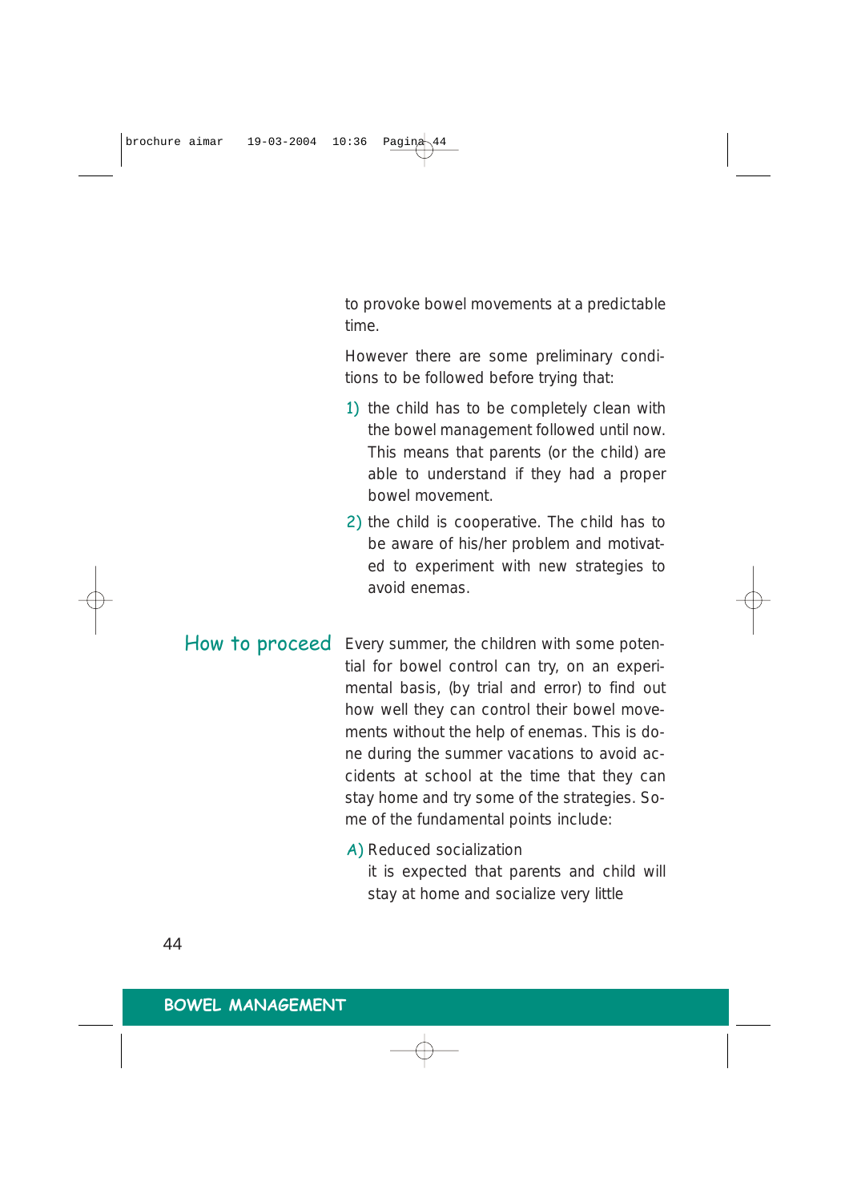to provoke bowel movements at a predictable time.

However there are some preliminary conditions to be followed before trying that:

1) the child has to be completely clean with the bowel management followed until now. This means that parents (or the child) are able to understand if they had a proper bowel movement.
2) the child is cooperative. The child has to be aware of his/her problem and motivated to experiment with new strategies to avoid enemas.

## How to proceed

Every summer, the children with some potential for bowel control can try, on an experimental basis, (by trial and error) to find out how well they can control their bowel movements without the help of enemas. This is done during the summer vacations to avoid accidents at school at the time that they can stay home and try some of the strategies. Some of the fundamental points include:

A) Reduced socialization
it is expected that parents and child will stay at home and socialize very little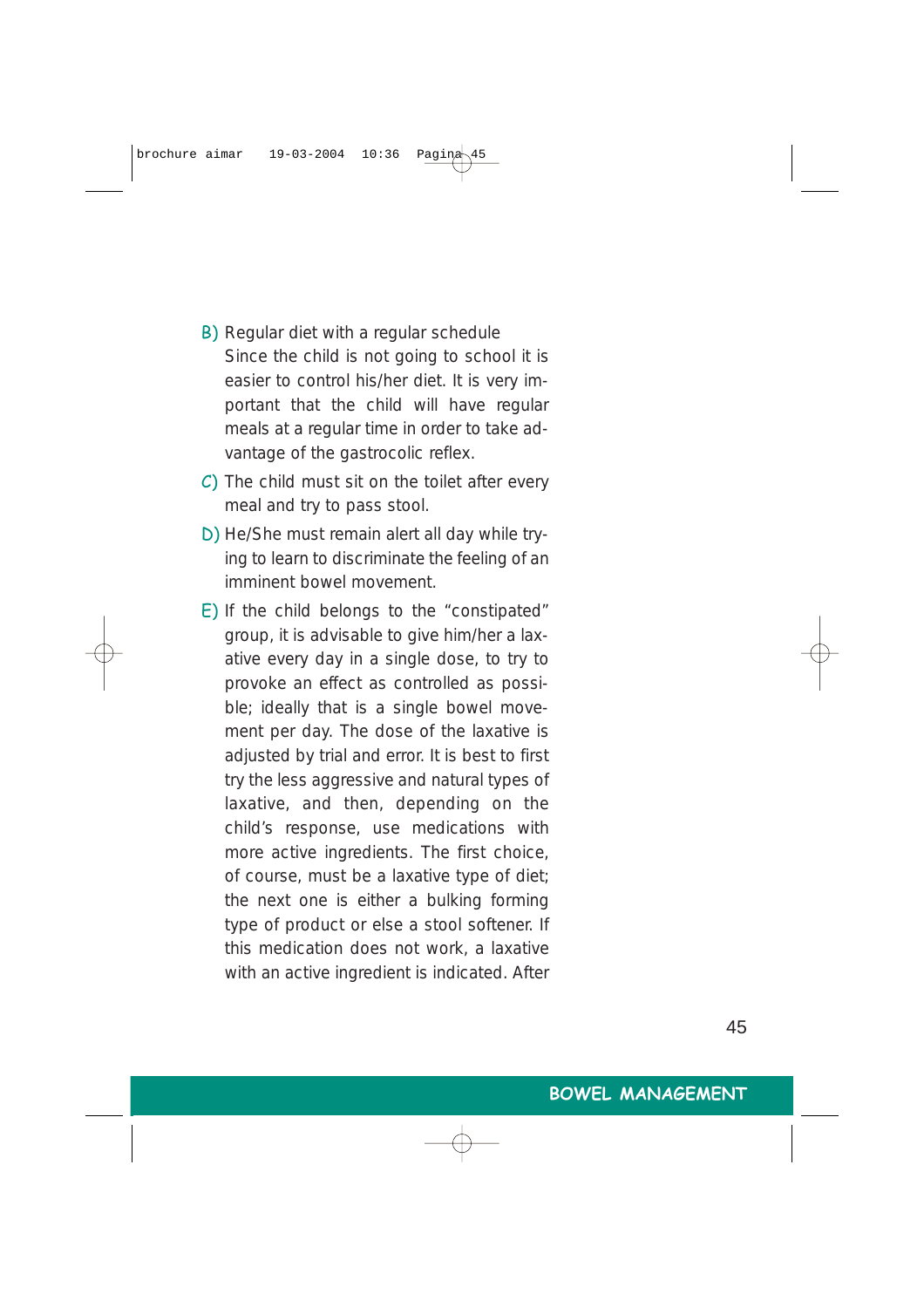B) Regular diet with a regular schedule
   Since the child is not going to school it is easier to control his/her diet. It is very important that the child will have regular meals at a regular time in order to take advantage of the gastrocolic reflex.

C) The child must sit on the toilet after every meal and try to pass stool.

D) He/She must remain alert all day while trying to learn to discriminate the feeling of an imminent bowel movement.

E) If the child belongs to the "constipated" group, it is advisable to give him/her a laxative every day in a single dose, to try to provoke an effect as controlled as possible; ideally that is a single bowel movement per day. The dose of the laxative is adjusted by trial and error. It is best to first try the less aggressive and natural types of laxative, and then, depending on the child's response, use medications with more active ingredients. The first choice, of course, must be a laxative type of diet; the next one is either a bulking forming type of product or else a stool softener. If this medication does not work, a laxative with an active ingredient is indicated. After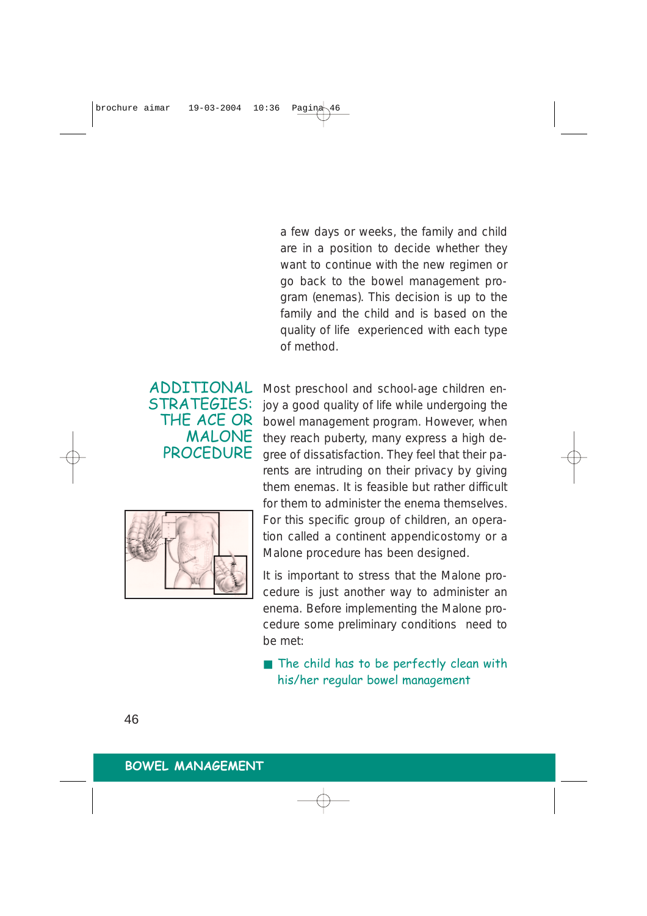a few days or weeks, the family and child are in a position to decide whether they want to continue with the new regimen or go back to the bowel management program (enemas). This decision is up to the family and the child and is based on the quality of life experienced with each type of method.

## ADDITIONAL STRATEGIES: THE ACE OR MALONE PROCEDURE

Most preschool and school-age children enjoy a good quality of life while undergoing the bowel management program. However, when they reach puberty, many express a high degree of dissatisfaction. They feel that their parents are intruding on their privacy by giving them enemas. It is feasible but rather difficult for them to administer the enema themselves. For this specific group of children, an operation called a continent appendicostomy or a Malone procedure has been designed.

It is important to stress that the Malone procedure is just another way to administer an enema. Before implementing the Malone procedure some preliminary conditions need to be met:

- The child has to be perfectly clean with his/her regular bowel management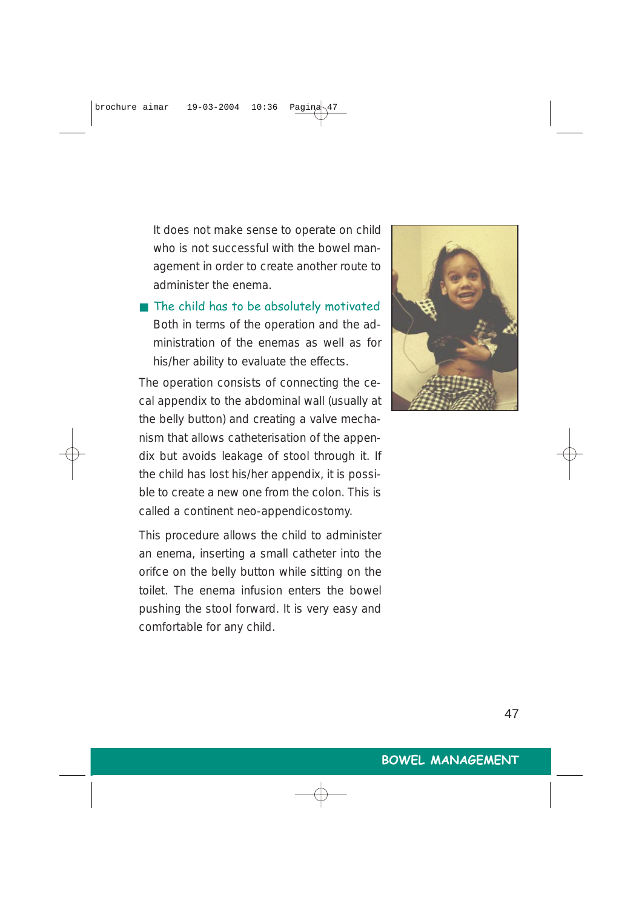It does not make sense to operate on child who is not successful with the bowel management in order to create another route to administer the enema.

- The child has to be absolutely motivated
  Both in terms of the operation and the administration of the enemas as well as for his/her ability to evaluate the effects.

The operation consists of connecting the cecal appendix to the abdominal wall (usually at the belly button) and creating a valve mechanism that allows catheterisation of the appendix but avoids leakage of stool through it. If the child has lost his/her appendix, it is possible to create a new one from the colon. This is called a continent neo-appendicostomy.

This procedure allows the child to administer an enema, inserting a small catheter into the orifce on the belly button while sitting on the toilet. The enema infusion enters the bowel pushing the stool forward. It is very easy and comfortable for any child.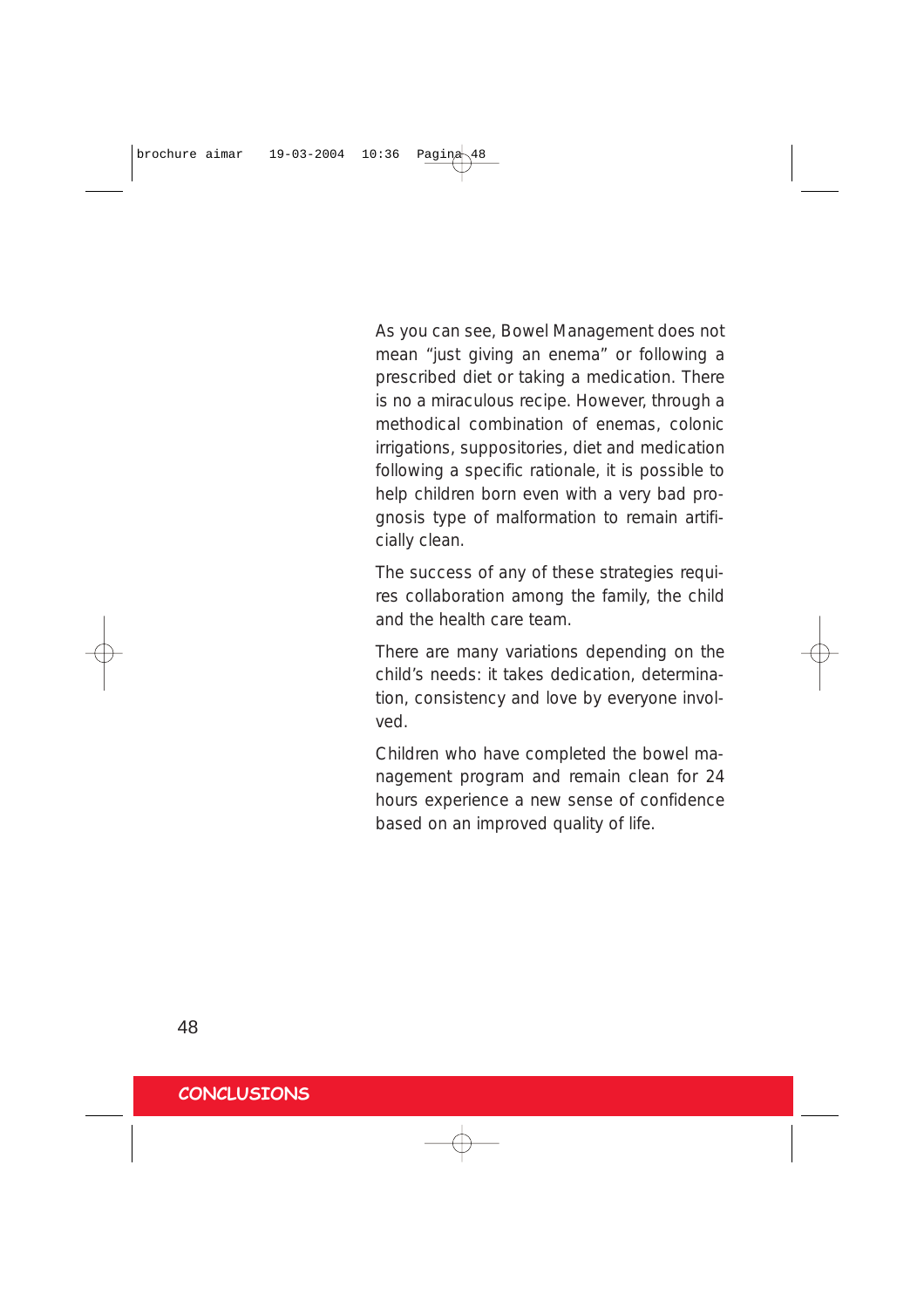As you can see, Bowel Management does not mean "just giving an enema" or following a prescribed diet or taking a medication. There is no a miraculous recipe. However, through a methodical combination of enemas, colonic irrigations, suppositories, diet and medication following a specific rationale, it is possible to help children born even with a very bad prognosis type of malformation to remain artificially clean.

The success of any of these strategies requires collaboration among the family, the child and the health care team.

There are many variations depending on the child's needs: it takes dedication, determination, consistency and love by everyone involved.

Children who have completed the bowel management program and remain clean for 24 hours experience a new sense of confidence based on an improved quality of life.

## CONCLUSIONS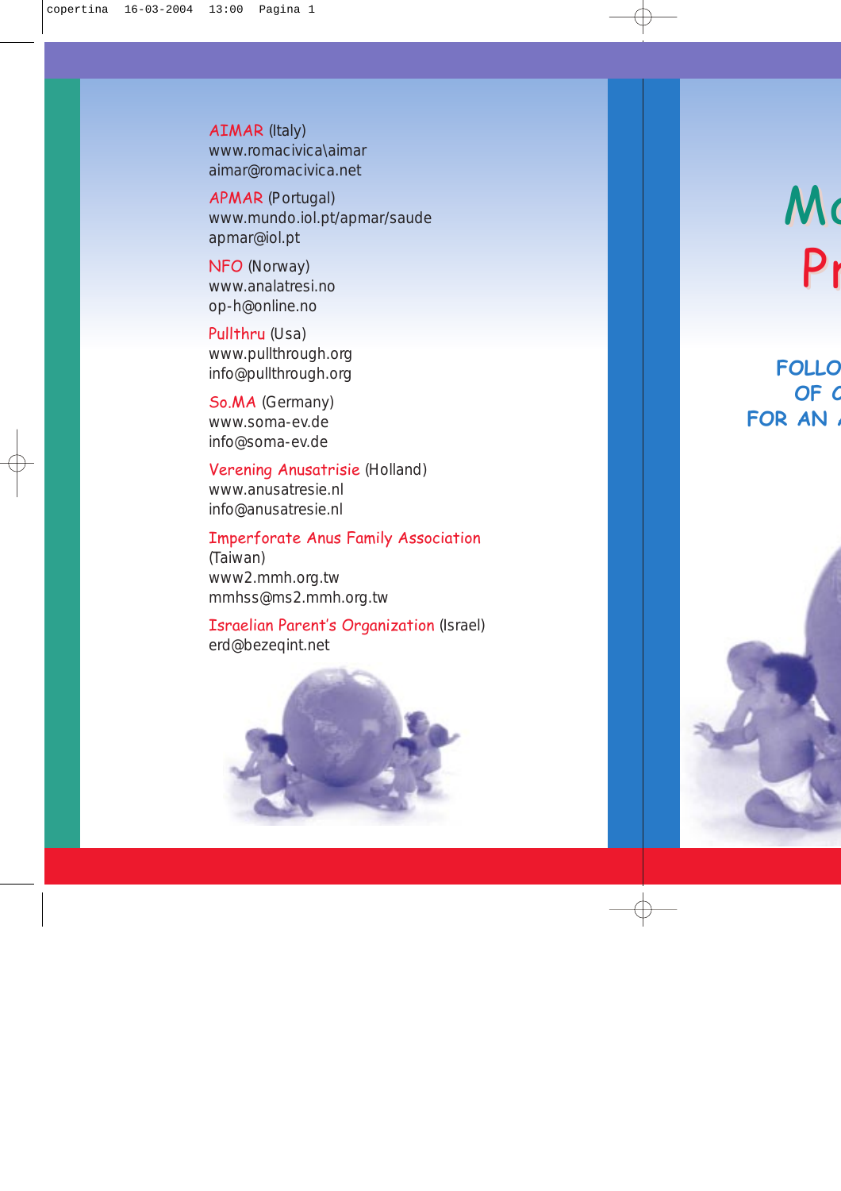AIMAR (Italy)
www.romacivica\aimar
aimar@romacivica.net

APMAR (Portugal)
www.mundo.iol.pt/apmar/saude
apmar@iol.pt

NFO (Norway)
www.analatresi.no
op-h@online.no

Pullthru (Usa)
www.pullthrough.org
info@pullthrough.org

So.MA (Germany)
www.soma-ev.de
info@soma-ev.de

Verening Anusatrisie (Holland)
www.anusatresie.nl
info@anusatresie.nl

Imperforate Anus Family Association (Taiwan)
www2.mmh.org.tw
mmhss@ms2.mmh.org.tw

Israelian Parent's Organization (Israel)
erd@bezeqint.net

Mo
Pr

FOLLO
OF C
FOR AN